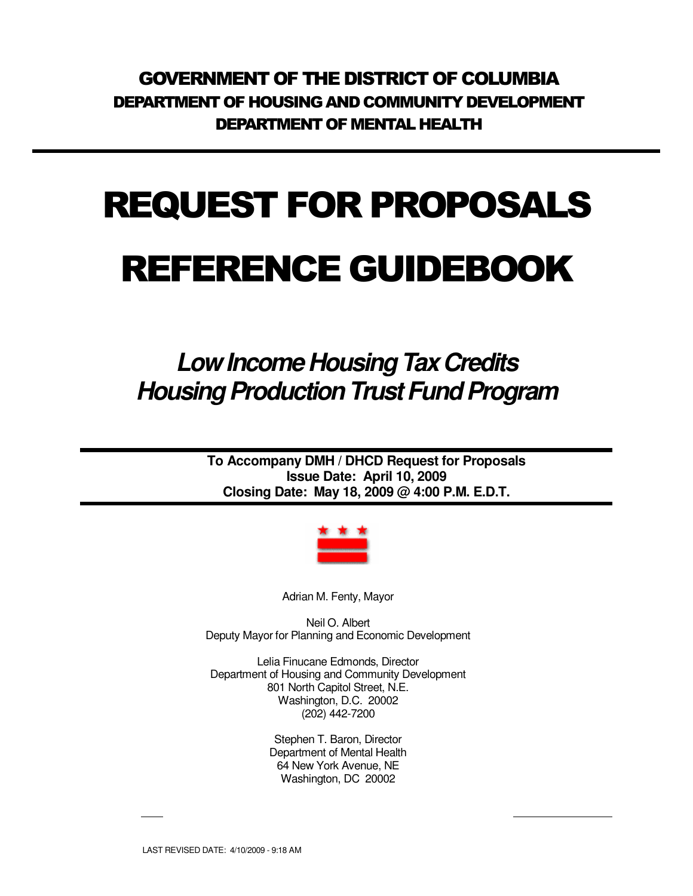**GOVERNMENT OF THE DISTRICT OF COLUMBIA**
**DEPARTMENT OF HOUSING AND COMMUNITY DEVELOPMENT**
**DEPARTMENT OF MENTAL HEALTH**

# REQUEST FOR PROPOSALS

# REFERENCE GUIDEBOOK

## *Low Income Housing Tax Credits*
## *Housing Production Trust Fund Program*

**To Accompany DMH / DHCD Request for Proposals**
**Issue Date: April 10, 2009**
**Closing Date: May 18, 2009 @ 4:00 P.M. E.D.T.**

Adrian M. Fenty, Mayor

Neil O. Albert
Deputy Mayor for Planning and Economic Development

Lelia Finucane Edmonds, Director
Department of Housing and Community Development
801 North Capitol Street, N.E.
Washington, D.C. 20002
(202) 442-7200

Stephen T. Baron, Director
Department of Mental Health
64 New York Avenue, NE
Washington, DC 20002

LAST REVISED DATE: 4/10/2009 - 9:18 AM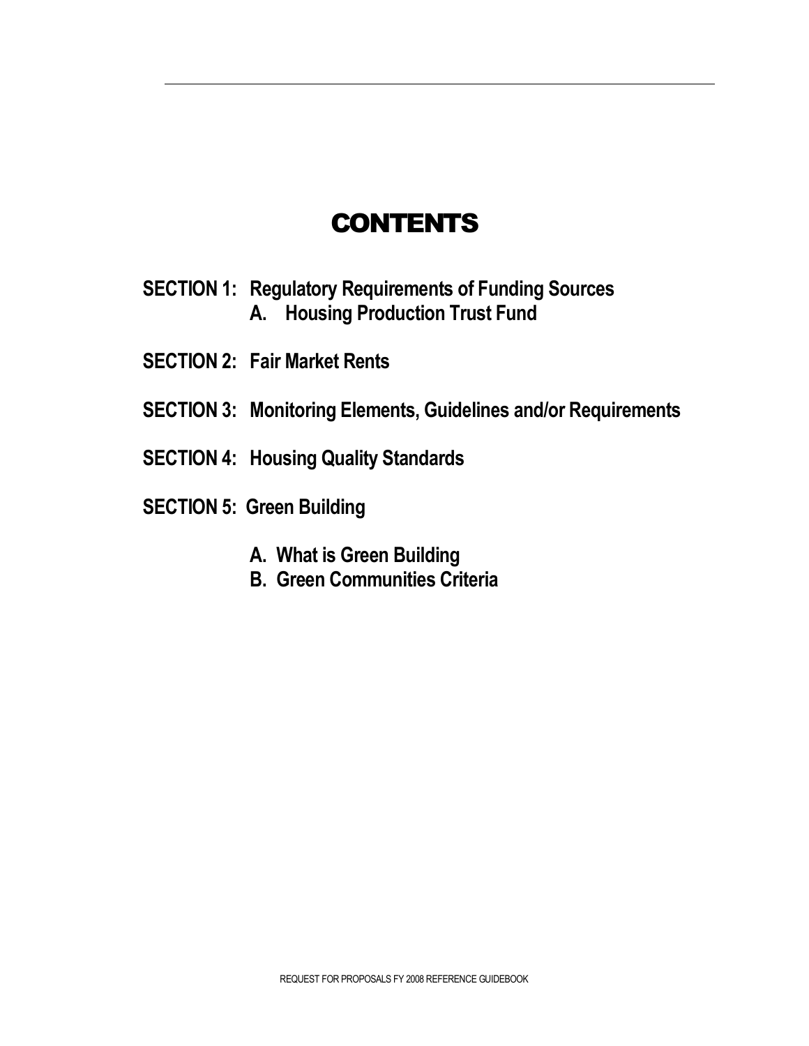# CONTENTS

**SECTION 1: Regulatory Requirements of Funding Sources**

**A. Housing Production Trust Fund**

**SECTION 2: Fair Market Rents**

**SECTION 3: Monitoring Elements, Guidelines and/or Requirements**

**SECTION 4: Housing Quality Standards**

**SECTION 5: Green Building**

**A. What is Green Building**

**B. Green Communities Criteria**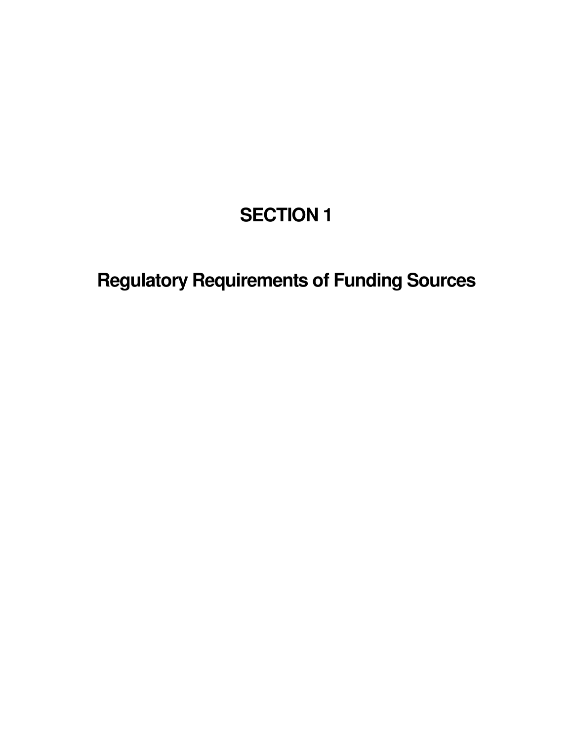# SECTION 1

# Regulatory Requirements of Funding Sources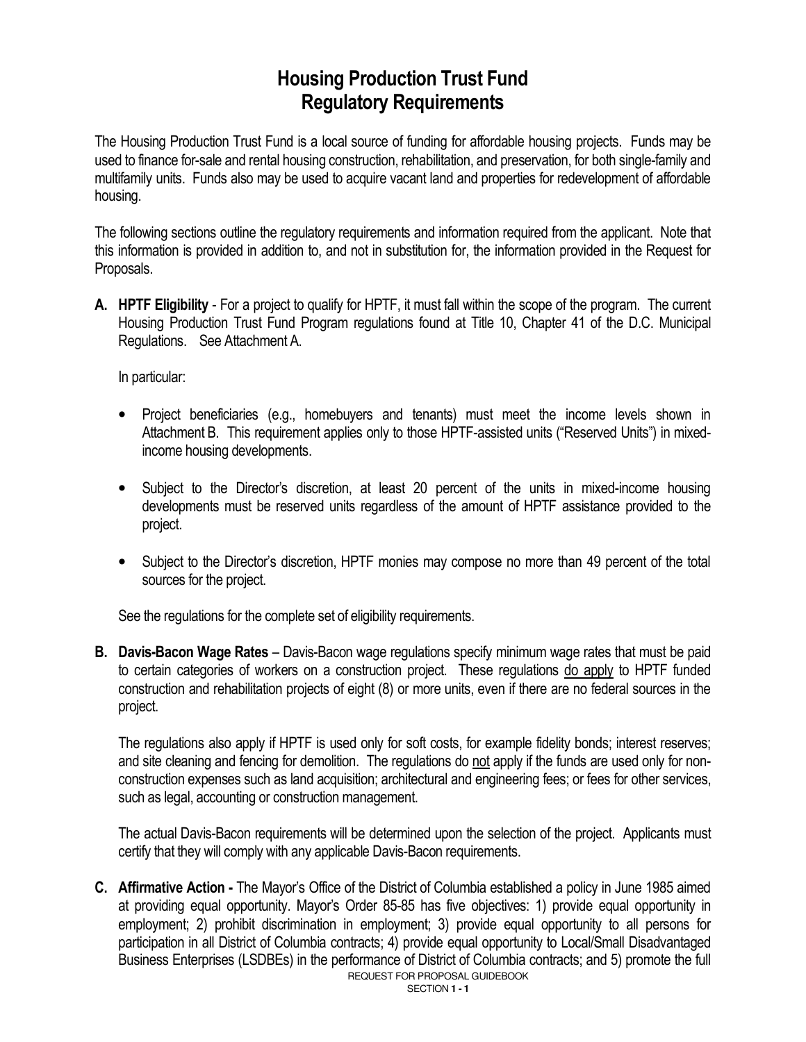# Housing Production Trust Fund
# Regulatory Requirements

The Housing Production Trust Fund is a local source of funding for affordable housing projects. Funds may be used to finance for-sale and rental housing construction, rehabilitation, and preservation, for both single-family and multifamily units. Funds also may be used to acquire vacant land and properties for redevelopment of affordable housing.

The following sections outline the regulatory requirements and information required from the applicant. Note that this information is provided in addition to, and not in substitution for, the information provided in the Request for Proposals.

**A. HPTF Eligibility** - For a project to qualify for HPTF, it must fall within the scope of the program. The current Housing Production Trust Fund Program regulations found at Title 10, Chapter 41 of the D.C. Municipal Regulations. See Attachment A.

In particular:

- Project beneficiaries (e.g., homebuyers and tenants) must meet the income levels shown in Attachment B. This requirement applies only to those HPTF-assisted units ("Reserved Units") in mixed-income housing developments.
- Subject to the Director's discretion, at least 20 percent of the units in mixed-income housing developments must be reserved units regardless of the amount of HPTF assistance provided to the project.
- Subject to the Director's discretion, HPTF monies may compose no more than 49 percent of the total sources for the project.

See the regulations for the complete set of eligibility requirements.

**B. Davis-Bacon Wage Rates** – Davis-Bacon wage regulations specify minimum wage rates that must be paid to certain categories of workers on a construction project. These regulations <u>do apply</u> to HPTF funded construction and rehabilitation projects of eight (8) or more units, even if there are no federal sources in the project.

The regulations also apply if HPTF is used only for soft costs, for example fidelity bonds; interest reserves; and site cleaning and fencing for demolition. The regulations do <u>not</u> apply if the funds are used only for non-construction expenses such as land acquisition; architectural and engineering fees; or fees for other services, such as legal, accounting or construction management.

The actual Davis-Bacon requirements will be determined upon the selection of the project. Applicants must certify that they will comply with any applicable Davis-Bacon requirements.

**C. Affirmative Action -** The Mayor's Office of the District of Columbia established a policy in June 1985 aimed at providing equal opportunity. Mayor's Order 85-85 has five objectives: 1) provide equal opportunity in employment; 2) prohibit discrimination in employment; 3) provide equal opportunity to all persons for participation in all District of Columbia contracts; 4) provide equal opportunity to Local/Small Disadvantaged Business Enterprises (LSDBEs) in the performance of District of Columbia contracts; and 5) promote the full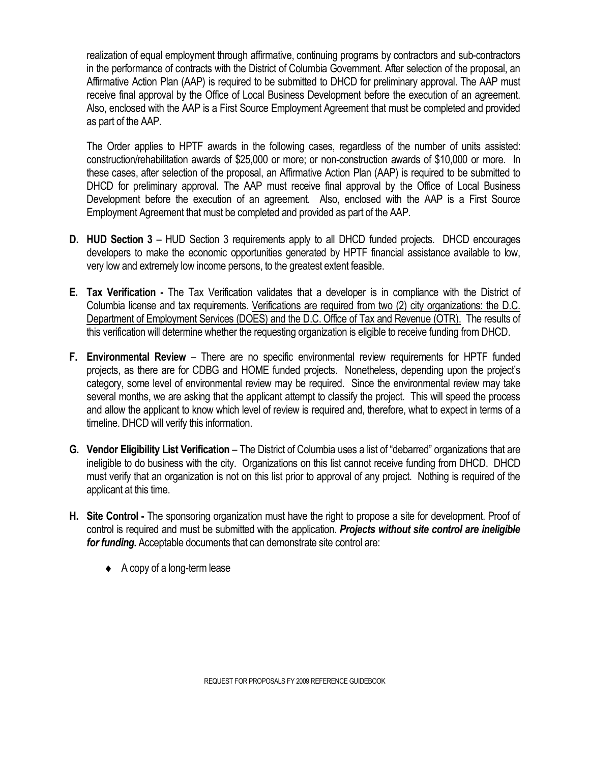realization of equal employment through affirmative, continuing programs by contractors and sub-contractors in the performance of contracts with the District of Columbia Government. After selection of the proposal, an Affirmative Action Plan (AAP) is required to be submitted to DHCD for preliminary approval. The AAP must receive final approval by the Office of Local Business Development before the execution of an agreement. Also, enclosed with the AAP is a First Source Employment Agreement that must be completed and provided as part of the AAP.

The Order applies to HPTF awards in the following cases, regardless of the number of units assisted: construction/rehabilitation awards of $25,000 or more; or non-construction awards of $10,000 or more. In these cases, after selection of the proposal, an Affirmative Action Plan (AAP) is required to be submitted to DHCD for preliminary approval. The AAP must receive final approval by the Office of Local Business Development before the execution of an agreement. Also, enclosed with the AAP is a First Source Employment Agreement that must be completed and provided as part of the AAP.

**D. HUD Section 3** – HUD Section 3 requirements apply to all DHCD funded projects. DHCD encourages developers to make the economic opportunities generated by HPTF financial assistance available to low, very low and extremely low income persons, to the greatest extent feasible.

**E. Tax Verification -** The Tax Verification validates that a developer is in compliance with the District of Columbia license and tax requirements. Verifications are required from two (2) city organizations: the D.C. Department of Employment Services (DOES) and the D.C. Office of Tax and Revenue (OTR). The results of this verification will determine whether the requesting organization is eligible to receive funding from DHCD.

**F. Environmental Review** – There are no specific environmental review requirements for HPTF funded projects, as there are for CDBG and HOME funded projects. Nonetheless, depending upon the project's category, some level of environmental review may be required. Since the environmental review may take several months, we are asking that the applicant attempt to classify the project. This will speed the process and allow the applicant to know which level of review is required and, therefore, what to expect in terms of a timeline. DHCD will verify this information.

**G. Vendor Eligibility List Verification** – The District of Columbia uses a list of "debarred" organizations that are ineligible to do business with the city. Organizations on this list cannot receive funding from DHCD. DHCD must verify that an organization is not on this list prior to approval of any project. Nothing is required of the applicant at this time.

**H. Site Control -** The sponsoring organization must have the right to propose a site for development. Proof of control is required and must be submitted with the application. ***Projects without site control are ineligible for funding.*** Acceptable documents that can demonstrate site control are:

- A copy of a long-term lease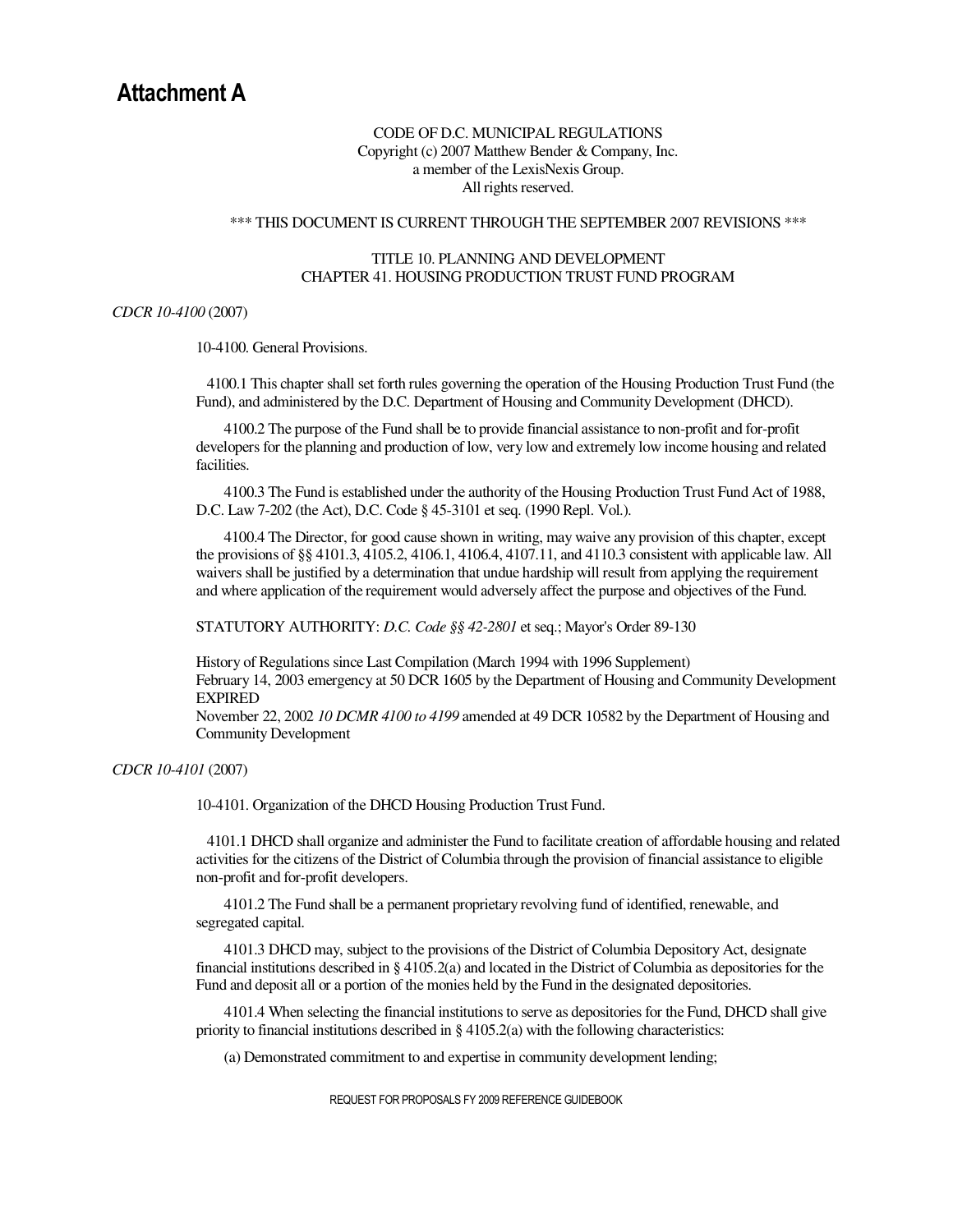# Attachment A

CODE OF D.C. MUNICIPAL REGULATIONS
Copyright (c) 2007 Matthew Bender & Company, Inc.
a member of the LexisNexis Group.
All rights reserved.

*** THIS DOCUMENT IS CURRENT THROUGH THE SEPTEMBER 2007 REVISIONS ***

TITLE 10. PLANNING AND DEVELOPMENT
CHAPTER 41. HOUSING PRODUCTION TRUST FUND PROGRAM

*CDCR 10-4100* (2007)

10-4100. General Provisions.

4100.1 This chapter shall set forth rules governing the operation of the Housing Production Trust Fund (the Fund), and administered by the D.C. Department of Housing and Community Development (DHCD).

4100.2 The purpose of the Fund shall be to provide financial assistance to non-profit and for-profit developers for the planning and production of low, very low and extremely low income housing and related facilities.

4100.3 The Fund is established under the authority of the Housing Production Trust Fund Act of 1988, D.C. Law 7-202 (the Act), D.C. Code § 45-3101 et seq. (1990 Repl. Vol.).

4100.4 The Director, for good cause shown in writing, may waive any provision of this chapter, except the provisions of §§ 4101.3, 4105.2, 4106.1, 4106.4, 4107.11, and 4110.3 consistent with applicable law. All waivers shall be justified by a determination that undue hardship will result from applying the requirement and where application of the requirement would adversely affect the purpose and objectives of the Fund.

STATUTORY AUTHORITY: *D.C. Code §§ 42-2801* et seq.; Mayor's Order 89-130

History of Regulations since Last Compilation (March 1994 with 1996 Supplement)
February 14, 2003 emergency at 50 DCR 1605 by the Department of Housing and Community Development EXPIRED
November 22, 2002 *10 DCMR 4100 to 4199* amended at 49 DCR 10582 by the Department of Housing and Community Development

*CDCR 10-4101* (2007)

10-4101. Organization of the DHCD Housing Production Trust Fund.

4101.1 DHCD shall organize and administer the Fund to facilitate creation of affordable housing and related activities for the citizens of the District of Columbia through the provision of financial assistance to eligible non-profit and for-profit developers.

4101.2 The Fund shall be a permanent proprietary revolving fund of identified, renewable, and segregated capital.

4101.3 DHCD may, subject to the provisions of the District of Columbia Depository Act, designate financial institutions described in § 4105.2(a) and located in the District of Columbia as depositories for the Fund and deposit all or a portion of the monies held by the Fund in the designated depositories.

4101.4 When selecting the financial institutions to serve as depositories for the Fund, DHCD shall give priority to financial institutions described in § 4105.2(a) with the following characteristics:

(a) Demonstrated commitment to and expertise in community development lending;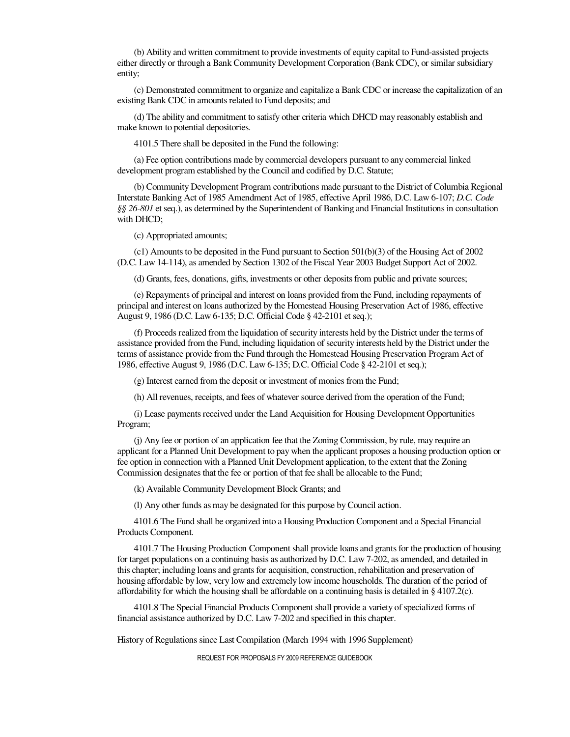(b) Ability and written commitment to provide investments of equity capital to Fund-assisted projects either directly or through a Bank Community Development Corporation (Bank CDC), or similar subsidiary entity;

(c) Demonstrated commitment to organize and capitalize a Bank CDC or increase the capitalization of an existing Bank CDC in amounts related to Fund deposits; and

(d) The ability and commitment to satisfy other criteria which DHCD may reasonably establish and make known to potential depositories.

4101.5 There shall be deposited in the Fund the following:

(a) Fee option contributions made by commercial developers pursuant to any commercial linked development program established by the Council and codified by D.C. Statute;

(b) Community Development Program contributions made pursuant to the District of Columbia Regional Interstate Banking Act of 1985 Amendment Act of 1985, effective April 1986, D.C. Law 6-107; *D.C. Code §§ 26-801* et seq.), as determined by the Superintendent of Banking and Financial Institutions in consultation with DHCD;

(c) Appropriated amounts;

(c1) Amounts to be deposited in the Fund pursuant to Section 501(b)(3) of the Housing Act of 2002 (D.C. Law 14-114), as amended by Section 1302 of the Fiscal Year 2003 Budget Support Act of 2002.

(d) Grants, fees, donations, gifts, investments or other deposits from public and private sources;

(e) Repayments of principal and interest on loans provided from the Fund, including repayments of principal and interest on loans authorized by the Homestead Housing Preservation Act of 1986, effective August 9, 1986 (D.C. Law 6-135; D.C. Official Code § 42-2101 et seq.);

(f) Proceeds realized from the liquidation of security interests held by the District under the terms of assistance provided from the Fund, including liquidation of security interests held by the District under the terms of assistance provide from the Fund through the Homestead Housing Preservation Program Act of 1986, effective August 9, 1986 (D.C. Law 6-135; D.C. Official Code § 42-2101 et seq.);

(g) Interest earned from the deposit or investment of monies from the Fund;

(h) All revenues, receipts, and fees of whatever source derived from the operation of the Fund;

(i) Lease payments received under the Land Acquisition for Housing Development Opportunities Program;

(j) Any fee or portion of an application fee that the Zoning Commission, by rule, may require an applicant for a Planned Unit Development to pay when the applicant proposes a housing production option or fee option in connection with a Planned Unit Development application, to the extent that the Zoning Commission designates that the fee or portion of that fee shall be allocable to the Fund;

(k) Available Community Development Block Grants; and

(l) Any other funds as may be designated for this purpose by Council action.

4101.6 The Fund shall be organized into a Housing Production Component and a Special Financial Products Component.

4101.7 The Housing Production Component shall provide loans and grants for the production of housing for target populations on a continuing basis as authorized by D.C. Law 7-202, as amended, and detailed in this chapter; including loans and grants for acquisition, construction, rehabilitation and preservation of housing affordable by low, very low and extremely low income households. The duration of the period of affordability for which the housing shall be affordable on a continuing basis is detailed in § 4107.2(c).

4101.8 The Special Financial Products Component shall provide a variety of specialized forms of financial assistance authorized by D.C. Law 7-202 and specified in this chapter.

History of Regulations since Last Compilation (March 1994 with 1996 Supplement)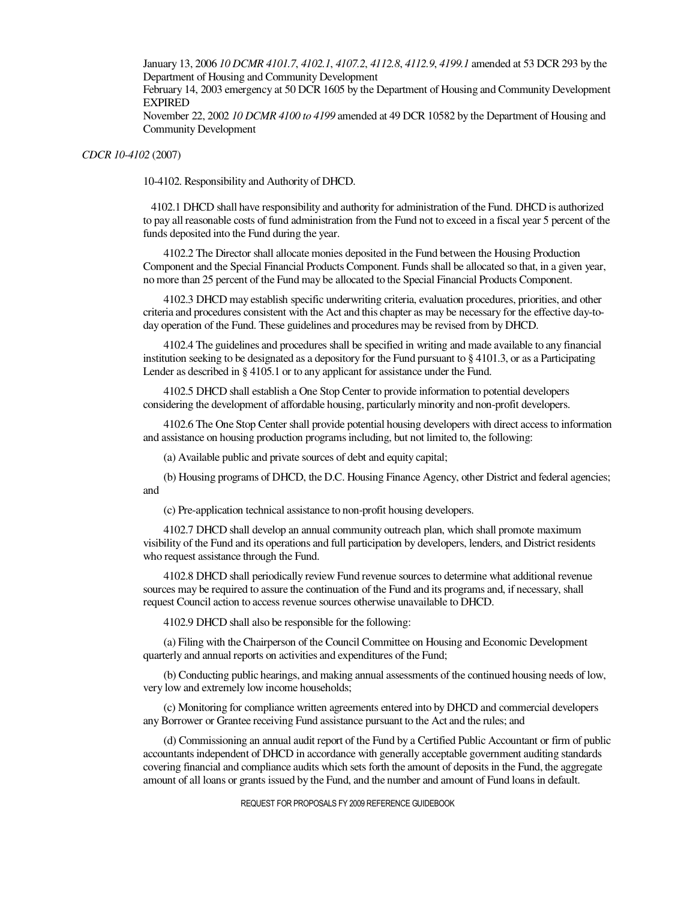January 13, 2006 *10 DCMR 4101.7*, *4102.1*, *4107.2*, *4112.8*, *4112.9*, *4199.1* amended at 53 DCR 293 by the Department of Housing and Community Development
February 14, 2003 emergency at 50 DCR 1605 by the Department of Housing and Community Development EXPIRED
November 22, 2002 *10 DCMR 4100 to 4199* amended at 49 DCR 10582 by the Department of Housing and Community Development

*CDCR 10-4102* (2007)

10-4102. Responsibility and Authority of DHCD.

4102.1 DHCD shall have responsibility and authority for administration of the Fund. DHCD is authorized to pay all reasonable costs of fund administration from the Fund not to exceed in a fiscal year 5 percent of the funds deposited into the Fund during the year.

4102.2 The Director shall allocate monies deposited in the Fund between the Housing Production Component and the Special Financial Products Component. Funds shall be allocated so that, in a given year, no more than 25 percent of the Fund may be allocated to the Special Financial Products Component.

4102.3 DHCD may establish specific underwriting criteria, evaluation procedures, priorities, and other criteria and procedures consistent with the Act and this chapter as may be necessary for the effective day-to-day operation of the Fund. These guidelines and procedures may be revised from by DHCD.

4102.4 The guidelines and procedures shall be specified in writing and made available to any financial institution seeking to be designated as a depository for the Fund pursuant to § 4101.3, or as a Participating Lender as described in § 4105.1 or to any applicant for assistance under the Fund.

4102.5 DHCD shall establish a One Stop Center to provide information to potential developers considering the development of affordable housing, particularly minority and non-profit developers.

4102.6 The One Stop Center shall provide potential housing developers with direct access to information and assistance on housing production programs including, but not limited to, the following:

(a) Available public and private sources of debt and equity capital;

(b) Housing programs of DHCD, the D.C. Housing Finance Agency, other District and federal agencies; and

(c) Pre-application technical assistance to non-profit housing developers.

4102.7 DHCD shall develop an annual community outreach plan, which shall promote maximum visibility of the Fund and its operations and full participation by developers, lenders, and District residents who request assistance through the Fund.

4102.8 DHCD shall periodically review Fund revenue sources to determine what additional revenue sources may be required to assure the continuation of the Fund and its programs and, if necessary, shall request Council action to access revenue sources otherwise unavailable to DHCD.

4102.9 DHCD shall also be responsible for the following:

(a) Filing with the Chairperson of the Council Committee on Housing and Economic Development quarterly and annual reports on activities and expenditures of the Fund;

(b) Conducting public hearings, and making annual assessments of the continued housing needs of low, very low and extremely low income households;

(c) Monitoring for compliance written agreements entered into by DHCD and commercial developers any Borrower or Grantee receiving Fund assistance pursuant to the Act and the rules; and

(d) Commissioning an annual audit report of the Fund by a Certified Public Accountant or firm of public accountants independent of DHCD in accordance with generally acceptable government auditing standards covering financial and compliance audits which sets forth the amount of deposits in the Fund, the aggregate amount of all loans or grants issued by the Fund, and the number and amount of Fund loans in default.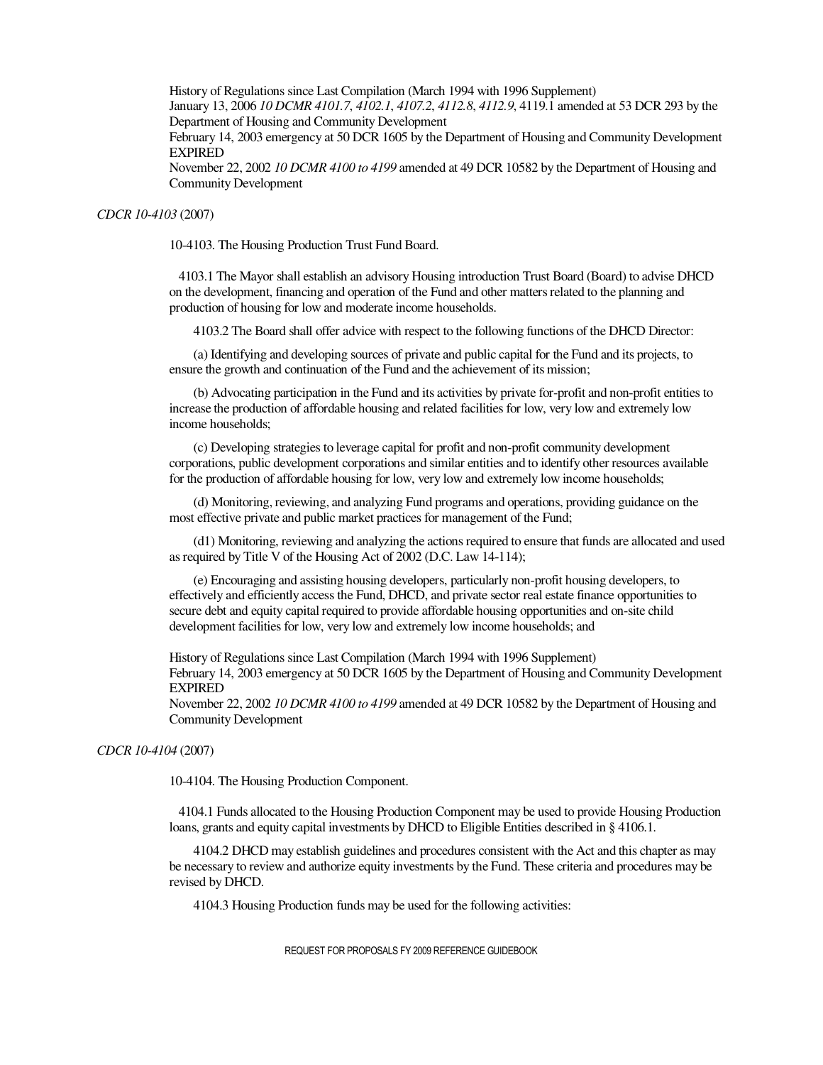History of Regulations since Last Compilation (March 1994 with 1996 Supplement)
January 13, 2006 *10 DCMR 4101.7*, *4102.1*, *4107.2*, *4112.8*, *4112.9*, 4119.1 amended at 53 DCR 293 by the Department of Housing and Community Development
February 14, 2003 emergency at 50 DCR 1605 by the Department of Housing and Community Development EXPIRED
November 22, 2002 *10 DCMR 4100 to 4199* amended at 49 DCR 10582 by the Department of Housing and Community Development

*CDCR 10-4103* (2007)

10-4103. The Housing Production Trust Fund Board.

4103.1 The Mayor shall establish an advisory Housing introduction Trust Board (Board) to advise DHCD on the development, financing and operation of the Fund and other matters related to the planning and production of housing for low and moderate income households.

4103.2 The Board shall offer advice with respect to the following functions of the DHCD Director:

(a) Identifying and developing sources of private and public capital for the Fund and its projects, to ensure the growth and continuation of the Fund and the achievement of its mission;

(b) Advocating participation in the Fund and its activities by private for-profit and non-profit entities to increase the production of affordable housing and related facilities for low, very low and extremely low income households;

(c) Developing strategies to leverage capital for profit and non-profit community development corporations, public development corporations and similar entities and to identify other resources available for the production of affordable housing for low, very low and extremely low income households;

(d) Monitoring, reviewing, and analyzing Fund programs and operations, providing guidance on the most effective private and public market practices for management of the Fund;

(d1) Monitoring, reviewing and analyzing the actions required to ensure that funds are allocated and used as required by Title V of the Housing Act of 2002 (D.C. Law 14-114);

(e) Encouraging and assisting housing developers, particularly non-profit housing developers, to effectively and efficiently access the Fund, DHCD, and private sector real estate finance opportunities to secure debt and equity capital required to provide affordable housing opportunities and on-site child development facilities for low, very low and extremely low income households; and

History of Regulations since Last Compilation (March 1994 with 1996 Supplement)
February 14, 2003 emergency at 50 DCR 1605 by the Department of Housing and Community Development EXPIRED
November 22, 2002 *10 DCMR 4100 to 4199* amended at 49 DCR 10582 by the Department of Housing and Community Development

*CDCR 10-4104* (2007)

10-4104. The Housing Production Component.

4104.1 Funds allocated to the Housing Production Component may be used to provide Housing Production loans, grants and equity capital investments by DHCD to Eligible Entities described in § 4106.1.

4104.2 DHCD may establish guidelines and procedures consistent with the Act and this chapter as may be necessary to review and authorize equity investments by the Fund. These criteria and procedures may be revised by DHCD.

4104.3 Housing Production funds may be used for the following activities: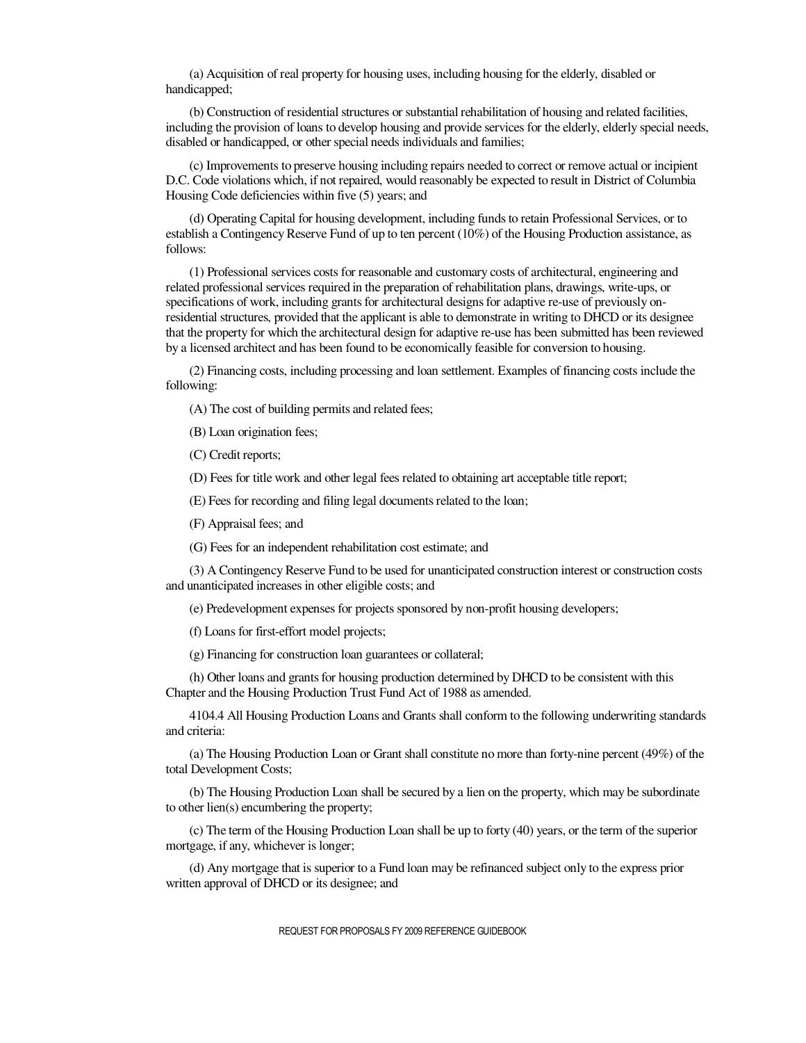(a) Acquisition of real property for housing uses, including housing for the elderly, disabled or handicapped;

(b) Construction of residential structures or substantial rehabilitation of housing and related facilities, including the provision of loans to develop housing and provide services for the elderly, elderly special needs, disabled or handicapped, or other special needs individuals and families;

(c) Improvements to preserve housing including repairs needed to correct or remove actual or incipient D.C. Code violations which, if not repaired, would reasonably be expected to result in District of Columbia Housing Code deficiencies within five (5) years; and

(d) Operating Capital for housing development, including funds to retain Professional Services, or to establish a Contingency Reserve Fund of up to ten percent (10%) of the Housing Production assistance, as follows:

(1) Professional services costs for reasonable and customary costs of architectural, engineering and related professional services required in the preparation of rehabilitation plans, drawings, write-ups, or specifications of work, including grants for architectural designs for adaptive re-use of previously on-residential structures, provided that the applicant is able to demonstrate in writing to DHCD or its designee that the property for which the architectural design for adaptive re-use has been submitted has been reviewed by a licensed architect and has been found to be economically feasible for conversion to housing.

(2) Financing costs, including processing and loan settlement. Examples of financing costs include the following:

(A) The cost of building permits and related fees;

(B) Loan origination fees;

(C) Credit reports;

(D) Fees for title work and other legal fees related to obtaining art acceptable title report;

(E) Fees for recording and filing legal documents related to the loan;

(F) Appraisal fees; and

(G) Fees for an independent rehabilitation cost estimate; and

(3) A Contingency Reserve Fund to be used for unanticipated construction interest or construction costs and unanticipated increases in other eligible costs; and

(e) Predevelopment expenses for projects sponsored by non-profit housing developers;

(f) Loans for first-effort model projects;

(g) Financing for construction loan guarantees or collateral;

(h) Other loans and grants for housing production determined by DHCD to be consistent with this Chapter and the Housing Production Trust Fund Act of 1988 as amended.

4104.4 All Housing Production Loans and Grants shall conform to the following underwriting standards and criteria:

(a) The Housing Production Loan or Grant shall constitute no more than forty-nine percent (49%) of the total Development Costs;

(b) The Housing Production Loan shall be secured by a lien on the property, which may be subordinate to other lien(s) encumbering the property;

(c) The term of the Housing Production Loan shall be up to forty (40) years, or the term of the superior mortgage, if any, whichever is longer;

(d) Any mortgage that is superior to a Fund loan may be refinanced subject only to the express prior written approval of DHCD or its designee; and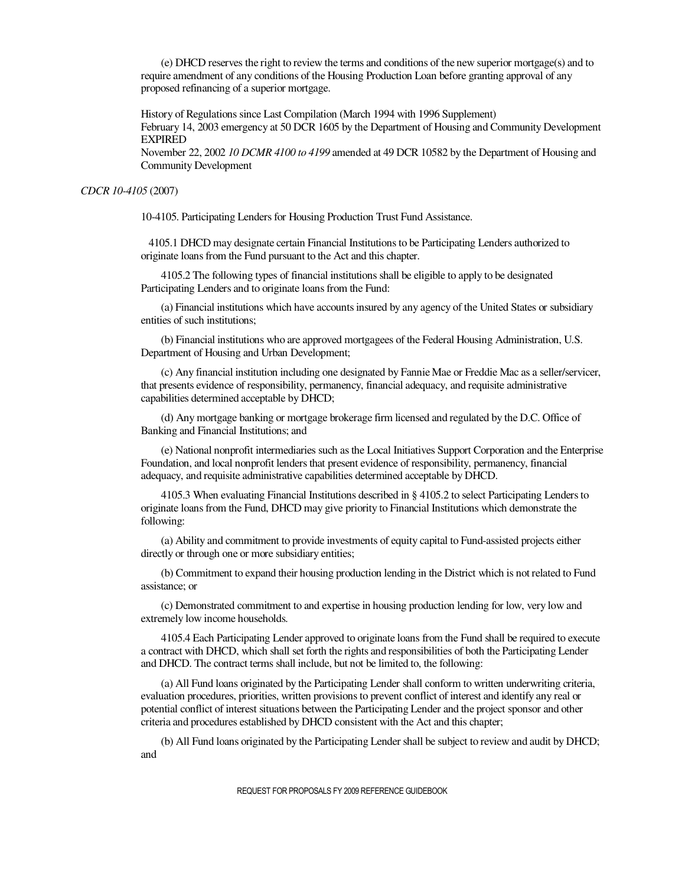(e) DHCD reserves the right to review the terms and conditions of the new superior mortgage(s) and to require amendment of any conditions of the Housing Production Loan before granting approval of any proposed refinancing of a superior mortgage.

History of Regulations since Last Compilation (March 1994 with 1996 Supplement)
February 14, 2003 emergency at 50 DCR 1605 by the Department of Housing and Community Development EXPIRED
November 22, 2002 *10 DCMR 4100 to 4199* amended at 49 DCR 10582 by the Department of Housing and Community Development

*CDCR 10-4105* (2007)

10-4105. Participating Lenders for Housing Production Trust Fund Assistance.

4105.1 DHCD may designate certain Financial Institutions to be Participating Lenders authorized to originate loans from the Fund pursuant to the Act and this chapter.

4105.2 The following types of financial institutions shall be eligible to apply to be designated Participating Lenders and to originate loans from the Fund:

(a) Financial institutions which have accounts insured by any agency of the United States or subsidiary entities of such institutions;

(b) Financial institutions who are approved mortgagees of the Federal Housing Administration, U.S. Department of Housing and Urban Development;

(c) Any financial institution including one designated by Fannie Mae or Freddie Mac as a seller/servicer, that presents evidence of responsibility, permanency, financial adequacy, and requisite administrative capabilities determined acceptable by DHCD;

(d) Any mortgage banking or mortgage brokerage firm licensed and regulated by the D.C. Office of Banking and Financial Institutions; and

(e) National nonprofit intermediaries such as the Local Initiatives Support Corporation and the Enterprise Foundation, and local nonprofit lenders that present evidence of responsibility, permanency, financial adequacy, and requisite administrative capabilities determined acceptable by DHCD.

4105.3 When evaluating Financial Institutions described in § 4105.2 to select Participating Lenders to originate loans from the Fund, DHCD may give priority to Financial Institutions which demonstrate the following:

(a) Ability and commitment to provide investments of equity capital to Fund-assisted projects either directly or through one or more subsidiary entities;

(b) Commitment to expand their housing production lending in the District which is not related to Fund assistance; or

(c) Demonstrated commitment to and expertise in housing production lending for low, very low and extremely low income households.

4105.4 Each Participating Lender approved to originate loans from the Fund shall be required to execute a contract with DHCD, which shall set forth the rights and responsibilities of both the Participating Lender and DHCD. The contract terms shall include, but not be limited to, the following:

(a) All Fund loans originated by the Participating Lender shall conform to written underwriting criteria, evaluation procedures, priorities, written provisions to prevent conflict of interest and identify any real or potential conflict of interest situations between the Participating Lender and the project sponsor and other criteria and procedures established by DHCD consistent with the Act and this chapter;

(b) All Fund loans originated by the Participating Lender shall be subject to review and audit by DHCD; and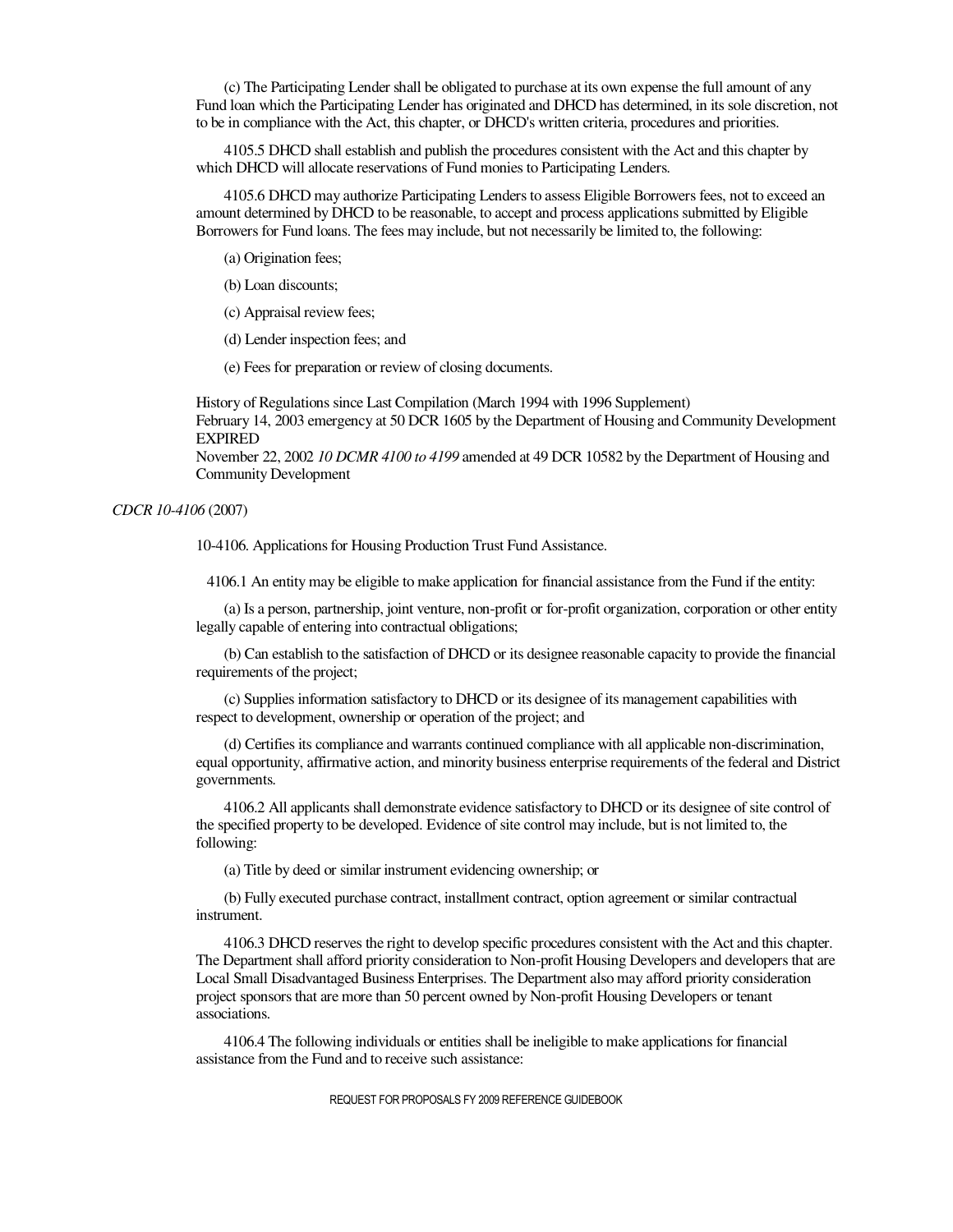(c) The Participating Lender shall be obligated to purchase at its own expense the full amount of any Fund loan which the Participating Lender has originated and DHCD has determined, in its sole discretion, not to be in compliance with the Act, this chapter, or DHCD's written criteria, procedures and priorities.

4105.5 DHCD shall establish and publish the procedures consistent with the Act and this chapter by which DHCD will allocate reservations of Fund monies to Participating Lenders.

4105.6 DHCD may authorize Participating Lenders to assess Eligible Borrowers fees, not to exceed an amount determined by DHCD to be reasonable, to accept and process applications submitted by Eligible Borrowers for Fund loans. The fees may include, but not necessarily be limited to, the following:

(a) Origination fees;

(b) Loan discounts;

(c) Appraisal review fees;

(d) Lender inspection fees; and

(e) Fees for preparation or review of closing documents.

History of Regulations since Last Compilation (March 1994 with 1996 Supplement)
February 14, 2003 emergency at 50 DCR 1605 by the Department of Housing and Community Development EXPIRED
November 22, 2002 *10 DCMR 4100 to 4199* amended at 49 DCR 10582 by the Department of Housing and Community Development

*CDCR 10-4106* (2007)

10-4106. Applications for Housing Production Trust Fund Assistance.

4106.1 An entity may be eligible to make application for financial assistance from the Fund if the entity:

(a) Is a person, partnership, joint venture, non-profit or for-profit organization, corporation or other entity legally capable of entering into contractual obligations;

(b) Can establish to the satisfaction of DHCD or its designee reasonable capacity to provide the financial requirements of the project;

(c) Supplies information satisfactory to DHCD or its designee of its management capabilities with respect to development, ownership or operation of the project; and

(d) Certifies its compliance and warrants continued compliance with all applicable non-discrimination, equal opportunity, affirmative action, and minority business enterprise requirements of the federal and District governments.

4106.2 All applicants shall demonstrate evidence satisfactory to DHCD or its designee of site control of the specified property to be developed. Evidence of site control may include, but is not limited to, the following:

(a) Title by deed or similar instrument evidencing ownership; or

(b) Fully executed purchase contract, installment contract, option agreement or similar contractual instrument.

4106.3 DHCD reserves the right to develop specific procedures consistent with the Act and this chapter. The Department shall afford priority consideration to Non-profit Housing Developers and developers that are Local Small Disadvantaged Business Enterprises. The Department also may afford priority consideration project sponsors that are more than 50 percent owned by Non-profit Housing Developers or tenant associations.

4106.4 The following individuals or entities shall be ineligible to make applications for financial assistance from the Fund and to receive such assistance: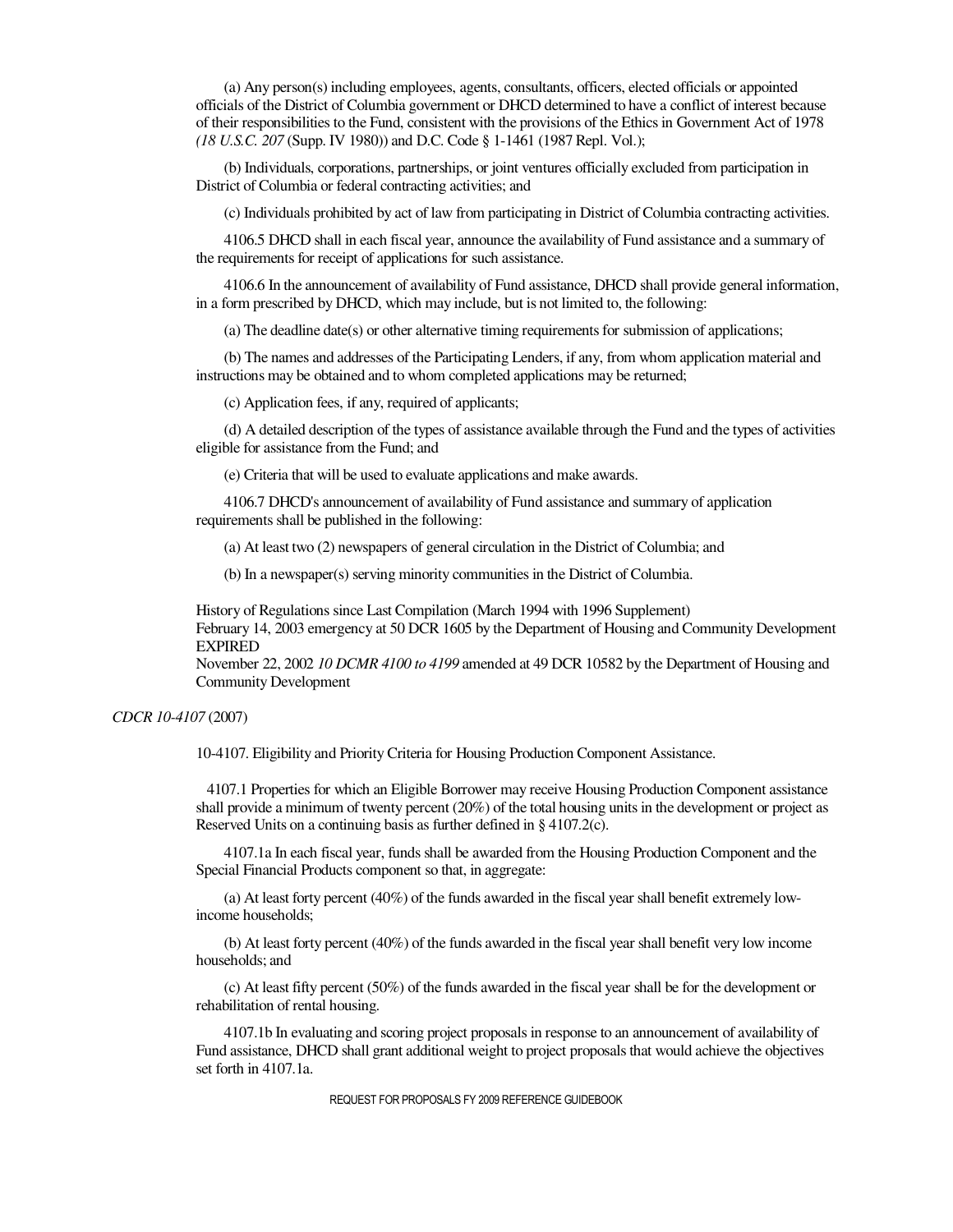(a) Any person(s) including employees, agents, consultants, officers, elected officials or appointed officials of the District of Columbia government or DHCD determined to have a conflict of interest because of their responsibilities to the Fund, consistent with the provisions of the Ethics in Government Act of 1978 *(18 U.S.C. 207* (Supp. IV 1980)) and D.C. Code § 1-1461 (1987 Repl. Vol.);

(b) Individuals, corporations, partnerships, or joint ventures officially excluded from participation in District of Columbia or federal contracting activities; and

(c) Individuals prohibited by act of law from participating in District of Columbia contracting activities.

4106.5 DHCD shall in each fiscal year, announce the availability of Fund assistance and a summary of the requirements for receipt of applications for such assistance.

4106.6 In the announcement of availability of Fund assistance, DHCD shall provide general information, in a form prescribed by DHCD, which may include, but is not limited to, the following:

(a) The deadline date(s) or other alternative timing requirements for submission of applications;

(b) The names and addresses of the Participating Lenders, if any, from whom application material and instructions may be obtained and to whom completed applications may be returned;

(c) Application fees, if any, required of applicants;

(d) A detailed description of the types of assistance available through the Fund and the types of activities eligible for assistance from the Fund; and

(e) Criteria that will be used to evaluate applications and make awards.

4106.7 DHCD's announcement of availability of Fund assistance and summary of application requirements shall be published in the following:

(a) At least two (2) newspapers of general circulation in the District of Columbia; and

(b) In a newspaper(s) serving minority communities in the District of Columbia.

History of Regulations since Last Compilation (March 1994 with 1996 Supplement)
February 14, 2003 emergency at 50 DCR 1605 by the Department of Housing and Community Development EXPIRED
November 22, 2002 *10 DCMR 4100 to 4199* amended at 49 DCR 10582 by the Department of Housing and Community Development

*CDCR 10-4107* (2007)

10-4107. Eligibility and Priority Criteria for Housing Production Component Assistance.

4107.1 Properties for which an Eligible Borrower may receive Housing Production Component assistance shall provide a minimum of twenty percent (20%) of the total housing units in the development or project as Reserved Units on a continuing basis as further defined in § 4107.2(c).

4107.1a In each fiscal year, funds shall be awarded from the Housing Production Component and the Special Financial Products component so that, in aggregate:

(a) At least forty percent (40%) of the funds awarded in the fiscal year shall benefit extremely low-income households;

(b) At least forty percent (40%) of the funds awarded in the fiscal year shall benefit very low income households; and

(c) At least fifty percent (50%) of the funds awarded in the fiscal year shall be for the development or rehabilitation of rental housing.

4107.1b In evaluating and scoring project proposals in response to an announcement of availability of Fund assistance, DHCD shall grant additional weight to project proposals that would achieve the objectives set forth in 4107.1a.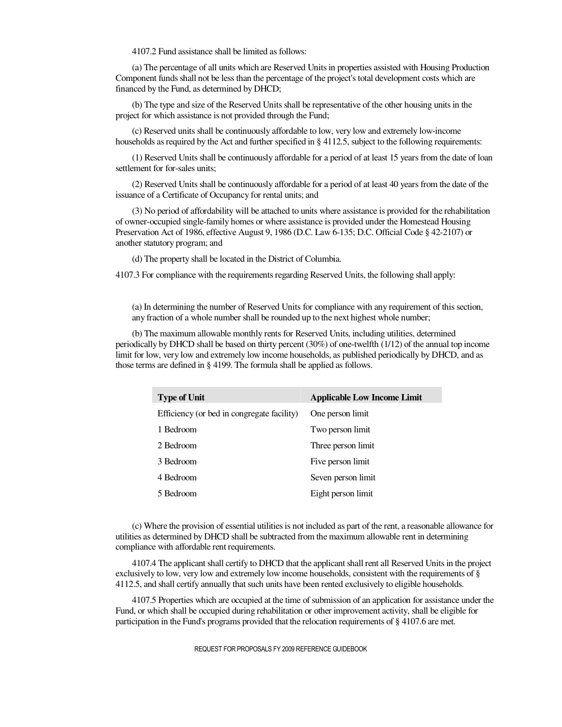4107.2 Fund assistance shall be limited as follows:

(a) The percentage of all units which are Reserved Units in properties assisted with Housing Production Component funds shall not be less than the percentage of the project's total development costs which are financed by the Fund, as determined by DHCD;

(b) The type and size of the Reserved Units shall be representative of the other housing units in the project for which assistance is not provided through the Fund;

(c) Reserved units shall be continuously affordable to low, very low and extremely low-income households as required by the Act and further specified in § 4112.5, subject to the following requirements:

(1) Reserved Units shall be continuously affordable for a period of at least 15 years from the date of loan settlement for for-sales units;

(2) Reserved Units shall be continuously affordable for a period of at least 40 years from the date of the issuance of a Certificate of Occupancy for rental units; and

(3) No period of affordability will be attached to units where assistance is provided for the rehabilitation of owner-occupied single-family homes or where assistance is provided under the Homestead Housing Preservation Act of 1986, effective August 9, 1986 (D.C. Law 6-135; D.C. Official Code § 42-2107) or another statutory program; and

(d) The property shall be located in the District of Columbia.

4107.3 For compliance with the requirements regarding Reserved Units, the following shall apply:

(a) In determining the number of Reserved Units for compliance with any requirement of this section, any fraction of a whole number shall be rounded up to the next highest whole number;

(b) The maximum allowable monthly rents for Reserved Units, including utilities, determined periodically by DHCD shall be based on thirty percent (30%) of one-twelfth (1/12) of the annual top income limit for low, very low and extremely low income households, as published periodically by DHCD, and as those terms are defined in § 4199. The formula shall be applied as follows.

| Type of Unit | Applicable Low Income Limit |
|---|---|
| Efficiency (or bed in congregate facility) | One person limit |
| 1 Bedroom | Two person limit |
| 2 Bedroom | Three person limit |
| 3 Bedroom | Five person limit |
| 4 Bedroom | Seven person limit |
| 5 Bedroom | Eight person limit |

(c) Where the provision of essential utilities is not included as part of the rent, a reasonable allowance for utilities as determined by DHCD shall be subtracted from the maximum allowable rent in determining compliance with affordable rent requirements.

4107.4 The applicant shall certify to DHCD that the applicant shall rent all Reserved Units in the project exclusively to low, very low and extremely low income households, consistent with the requirements of § 4112.5, and shall certify annually that such units have been rented exclusively to eligible households.

4107.5 Properties which are occupied at the time of submission of an application for assistance under the Fund, or which shall be occupied during rehabilitation or other improvement activity, shall be eligible for participation in the Fund's programs provided that the relocation requirements of § 4107.6 are met.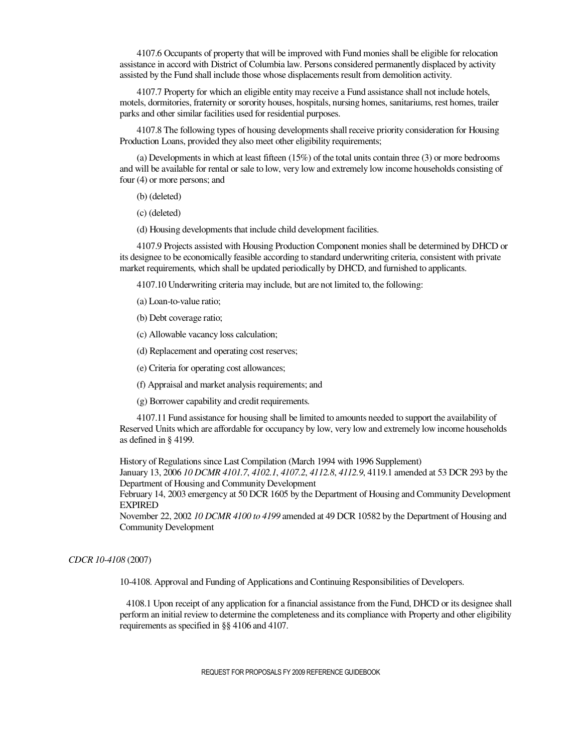4107.6 Occupants of property that will be improved with Fund monies shall be eligible for relocation assistance in accord with District of Columbia law. Persons considered permanently displaced by activity assisted by the Fund shall include those whose displacements result from demolition activity.

4107.7 Property for which an eligible entity may receive a Fund assistance shall not include hotels, motels, dormitories, fraternity or sorority houses, hospitals, nursing homes, sanitariums, rest homes, trailer parks and other similar facilities used for residential purposes.

4107.8 The following types of housing developments shall receive priority consideration for Housing Production Loans, provided they also meet other eligibility requirements;

(a) Developments in which at least fifteen (15%) of the total units contain three (3) or more bedrooms and will be available for rental or sale to low, very low and extremely low income households consisting of four (4) or more persons; and

(b) (deleted)

(c) (deleted)

(d) Housing developments that include child development facilities.

4107.9 Projects assisted with Housing Production Component monies shall be determined by DHCD or its designee to be economically feasible according to standard underwriting criteria, consistent with private market requirements, which shall be updated periodically by DHCD, and furnished to applicants.

4107.10 Underwriting criteria may include, but are not limited to, the following:

(a) Loan-to-value ratio;

(b) Debt coverage ratio;

(c) Allowable vacancy loss calculation;

(d) Replacement and operating cost reserves;

(e) Criteria for operating cost allowances;

(f) Appraisal and market analysis requirements; and

(g) Borrower capability and credit requirements.

4107.11 Fund assistance for housing shall be limited to amounts needed to support the availability of Reserved Units which are affordable for occupancy by low, very low and extremely low income households as defined in § 4199.

History of Regulations since Last Compilation (March 1994 with 1996 Supplement)
January 13, 2006 *10 DCMR 4101.7*, *4102.1*, *4107.2*, *4112.8*, *4112.9*, 4119.1 amended at 53 DCR 293 by the Department of Housing and Community Development
February 14, 2003 emergency at 50 DCR 1605 by the Department of Housing and Community Development EXPIRED
November 22, 2002 *10 DCMR 4100 to 4199* amended at 49 DCR 10582 by the Department of Housing and Community Development

*CDCR 10-4108* (2007)

10-4108. Approval and Funding of Applications and Continuing Responsibilities of Developers.

4108.1 Upon receipt of any application for a financial assistance from the Fund, DHCD or its designee shall perform an initial review to determine the completeness and its compliance with Property and other eligibility requirements as specified in §§ 4106 and 4107.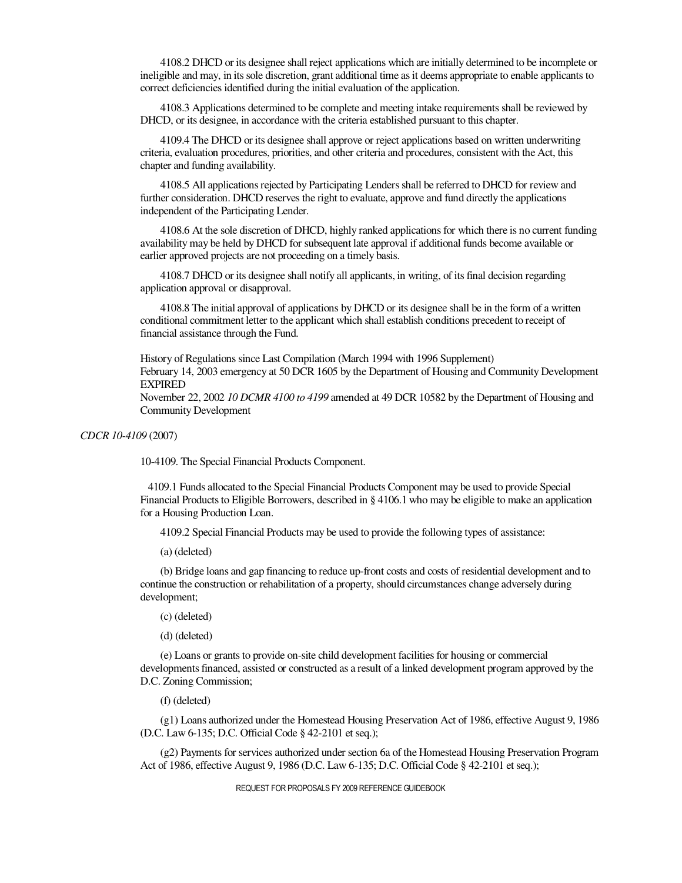4108.2 DHCD or its designee shall reject applications which are initially determined to be incomplete or ineligible and may, in its sole discretion, grant additional time as it deems appropriate to enable applicants to correct deficiencies identified during the initial evaluation of the application.

4108.3 Applications determined to be complete and meeting intake requirements shall be reviewed by DHCD, or its designee, in accordance with the criteria established pursuant to this chapter.

4109.4 The DHCD or its designee shall approve or reject applications based on written underwriting criteria, evaluation procedures, priorities, and other criteria and procedures, consistent with the Act, this chapter and funding availability.

4108.5 All applications rejected by Participating Lenders shall be referred to DHCD for review and further consideration. DHCD reserves the right to evaluate, approve and fund directly the applications independent of the Participating Lender.

4108.6 At the sole discretion of DHCD, highly ranked applications for which there is no current funding availability may be held by DHCD for subsequent late approval if additional funds become available or earlier approved projects are not proceeding on a timely basis.

4108.7 DHCD or its designee shall notify all applicants, in writing, of its final decision regarding application approval or disapproval.

4108.8 The initial approval of applications by DHCD or its designee shall be in the form of a written conditional commitment letter to the applicant which shall establish conditions precedent to receipt of financial assistance through the Fund.

History of Regulations since Last Compilation (March 1994 with 1996 Supplement)
February 14, 2003 emergency at 50 DCR 1605 by the Department of Housing and Community Development EXPIRED
November 22, 2002 *10 DCMR 4100 to 4199* amended at 49 DCR 10582 by the Department of Housing and Community Development

*CDCR 10-4109* (2007)

10-4109. The Special Financial Products Component.

4109.1 Funds allocated to the Special Financial Products Component may be used to provide Special Financial Products to Eligible Borrowers, described in § 4106.1 who may be eligible to make an application for a Housing Production Loan.

4109.2 Special Financial Products may be used to provide the following types of assistance:

(a) (deleted)

(b) Bridge loans and gap financing to reduce up-front costs and costs of residential development and to continue the construction or rehabilitation of a property, should circumstances change adversely during development;

(c) (deleted)

(d) (deleted)

(e) Loans or grants to provide on-site child development facilities for housing or commercial developments financed, assisted or constructed as a result of a linked development program approved by the D.C. Zoning Commission;

(f) (deleted)

(g1) Loans authorized under the Homestead Housing Preservation Act of 1986, effective August 9, 1986 (D.C. Law 6-135; D.C. Official Code § 42-2101 et seq.);

(g2) Payments for services authorized under section 6a of the Homestead Housing Preservation Program Act of 1986, effective August 9, 1986 (D.C. Law 6-135; D.C. Official Code § 42-2101 et seq.);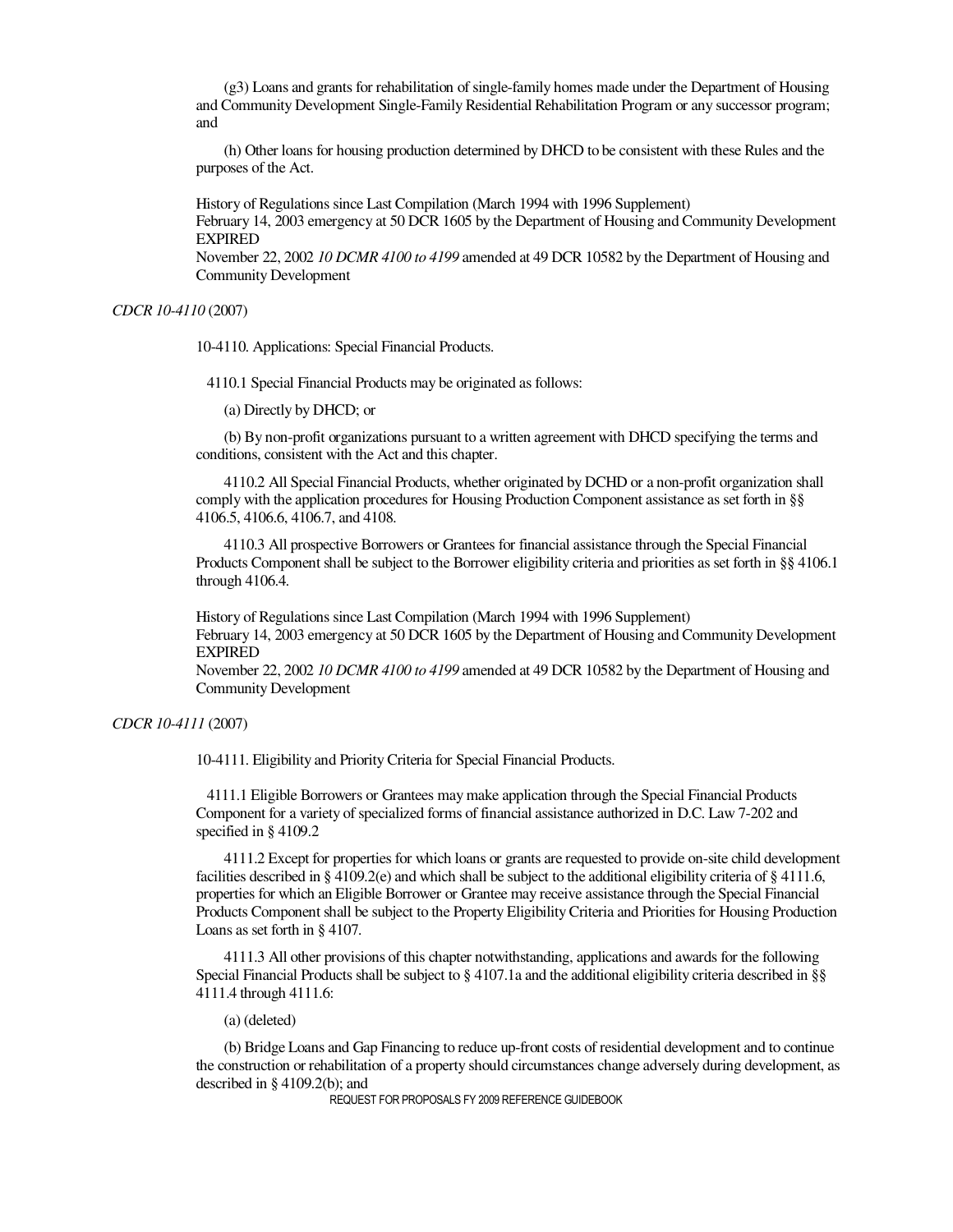(g3) Loans and grants for rehabilitation of single-family homes made under the Department of Housing and Community Development Single-Family Residential Rehabilitation Program or any successor program; and

(h) Other loans for housing production determined by DHCD to be consistent with these Rules and the purposes of the Act.

History of Regulations since Last Compilation (March 1994 with 1996 Supplement)
February 14, 2003 emergency at 50 DCR 1605 by the Department of Housing and Community Development EXPIRED
November 22, 2002 *10 DCMR 4100 to 4199* amended at 49 DCR 10582 by the Department of Housing and Community Development

*CDCR 10-4110* (2007)

10-4110. Applications: Special Financial Products.

4110.1 Special Financial Products may be originated as follows:

(a) Directly by DHCD; or

(b) By non-profit organizations pursuant to a written agreement with DHCD specifying the terms and conditions, consistent with the Act and this chapter.

4110.2 All Special Financial Products, whether originated by DCHD or a non-profit organization shall comply with the application procedures for Housing Production Component assistance as set forth in §§ 4106.5, 4106.6, 4106.7, and 4108.

4110.3 All prospective Borrowers or Grantees for financial assistance through the Special Financial Products Component shall be subject to the Borrower eligibility criteria and priorities as set forth in §§ 4106.1 through 4106.4.

History of Regulations since Last Compilation (March 1994 with 1996 Supplement)
February 14, 2003 emergency at 50 DCR 1605 by the Department of Housing and Community Development EXPIRED
November 22, 2002 *10 DCMR 4100 to 4199* amended at 49 DCR 10582 by the Department of Housing and Community Development

*CDCR 10-4111* (2007)

10-4111. Eligibility and Priority Criteria for Special Financial Products.

4111.1 Eligible Borrowers or Grantees may make application through the Special Financial Products Component for a variety of specialized forms of financial assistance authorized in D.C. Law 7-202 and specified in § 4109.2

4111.2 Except for properties for which loans or grants are requested to provide on-site child development facilities described in § 4109.2(e) and which shall be subject to the additional eligibility criteria of § 4111.6, properties for which an Eligible Borrower or Grantee may receive assistance through the Special Financial Products Component shall be subject to the Property Eligibility Criteria and Priorities for Housing Production Loans as set forth in § 4107.

4111.3 All other provisions of this chapter notwithstanding, applications and awards for the following Special Financial Products shall be subject to § 4107.1a and the additional eligibility criteria described in §§ 4111.4 through 4111.6:

(a) (deleted)

(b) Bridge Loans and Gap Financing to reduce up-front costs of residential development and to continue the construction or rehabilitation of a property should circumstances change adversely during development, as described in § 4109.2(b); and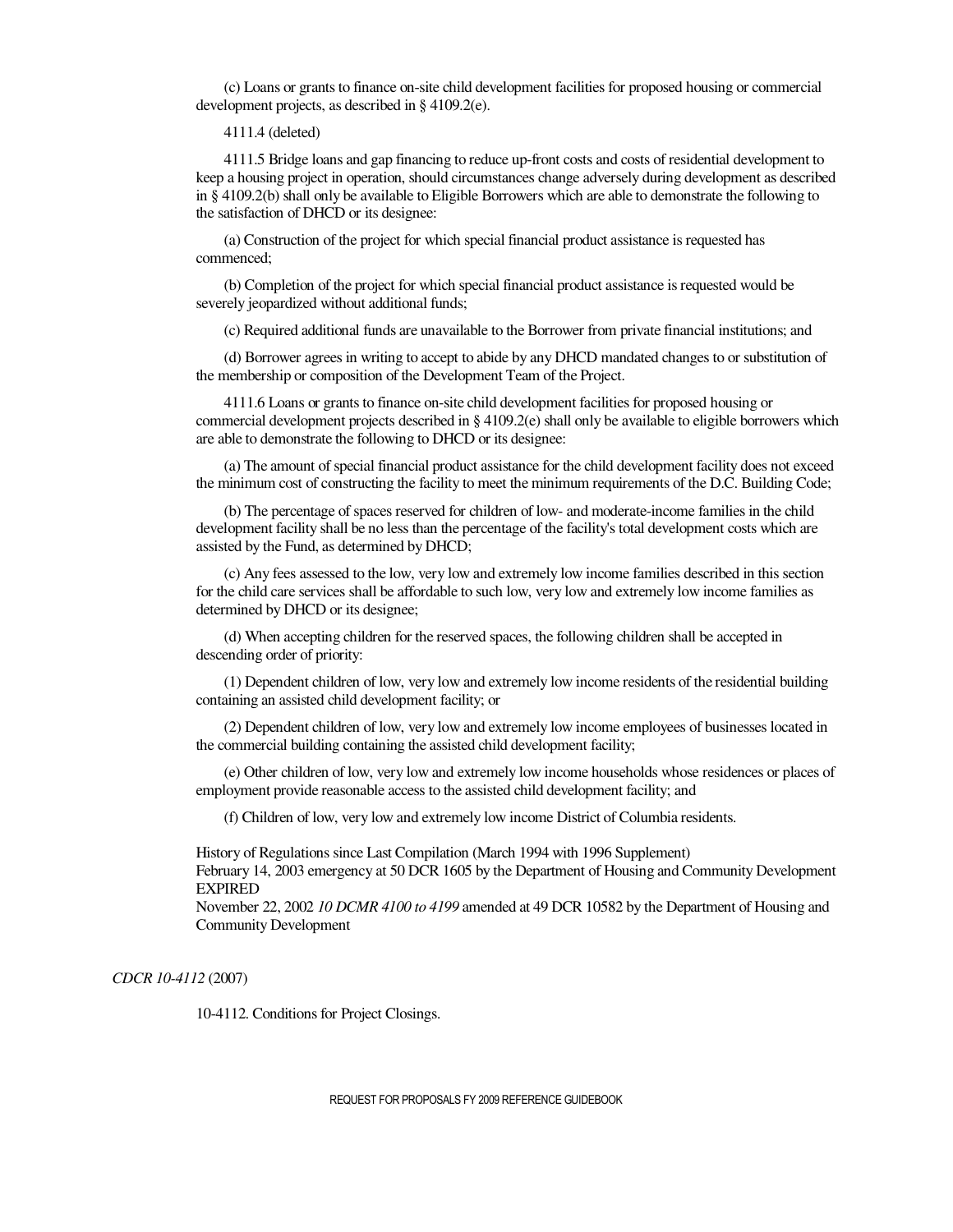(c) Loans or grants to finance on-site child development facilities for proposed housing or commercial development projects, as described in § 4109.2(e).

4111.4 (deleted)

4111.5 Bridge loans and gap financing to reduce up-front costs and costs of residential development to keep a housing project in operation, should circumstances change adversely during development as described in § 4109.2(b) shall only be available to Eligible Borrowers which are able to demonstrate the following to the satisfaction of DHCD or its designee:

(a) Construction of the project for which special financial product assistance is requested has commenced;

(b) Completion of the project for which special financial product assistance is requested would be severely jeopardized without additional funds;

(c) Required additional funds are unavailable to the Borrower from private financial institutions; and

(d) Borrower agrees in writing to accept to abide by any DHCD mandated changes to or substitution of the membership or composition of the Development Team of the Project.

4111.6 Loans or grants to finance on-site child development facilities for proposed housing or commercial development projects described in § 4109.2(e) shall only be available to eligible borrowers which are able to demonstrate the following to DHCD or its designee:

(a) The amount of special financial product assistance for the child development facility does not exceed the minimum cost of constructing the facility to meet the minimum requirements of the D.C. Building Code;

(b) The percentage of spaces reserved for children of low- and moderate-income families in the child development facility shall be no less than the percentage of the facility's total development costs which are assisted by the Fund, as determined by DHCD;

(c) Any fees assessed to the low, very low and extremely low income families described in this section for the child care services shall be affordable to such low, very low and extremely low income families as determined by DHCD or its designee;

(d) When accepting children for the reserved spaces, the following children shall be accepted in descending order of priority:

(1) Dependent children of low, very low and extremely low income residents of the residential building containing an assisted child development facility; or

(2) Dependent children of low, very low and extremely low income employees of businesses located in the commercial building containing the assisted child development facility;

(e) Other children of low, very low and extremely low income households whose residences or places of employment provide reasonable access to the assisted child development facility; and

(f) Children of low, very low and extremely low income District of Columbia residents.

History of Regulations since Last Compilation (March 1994 with 1996 Supplement)
February 14, 2003 emergency at 50 DCR 1605 by the Department of Housing and Community Development EXPIRED
November 22, 2002 *10 DCMR 4100 to 4199* amended at 49 DCR 10582 by the Department of Housing and Community Development

*CDCR 10-4112* (2007)

10-4112. Conditions for Project Closings.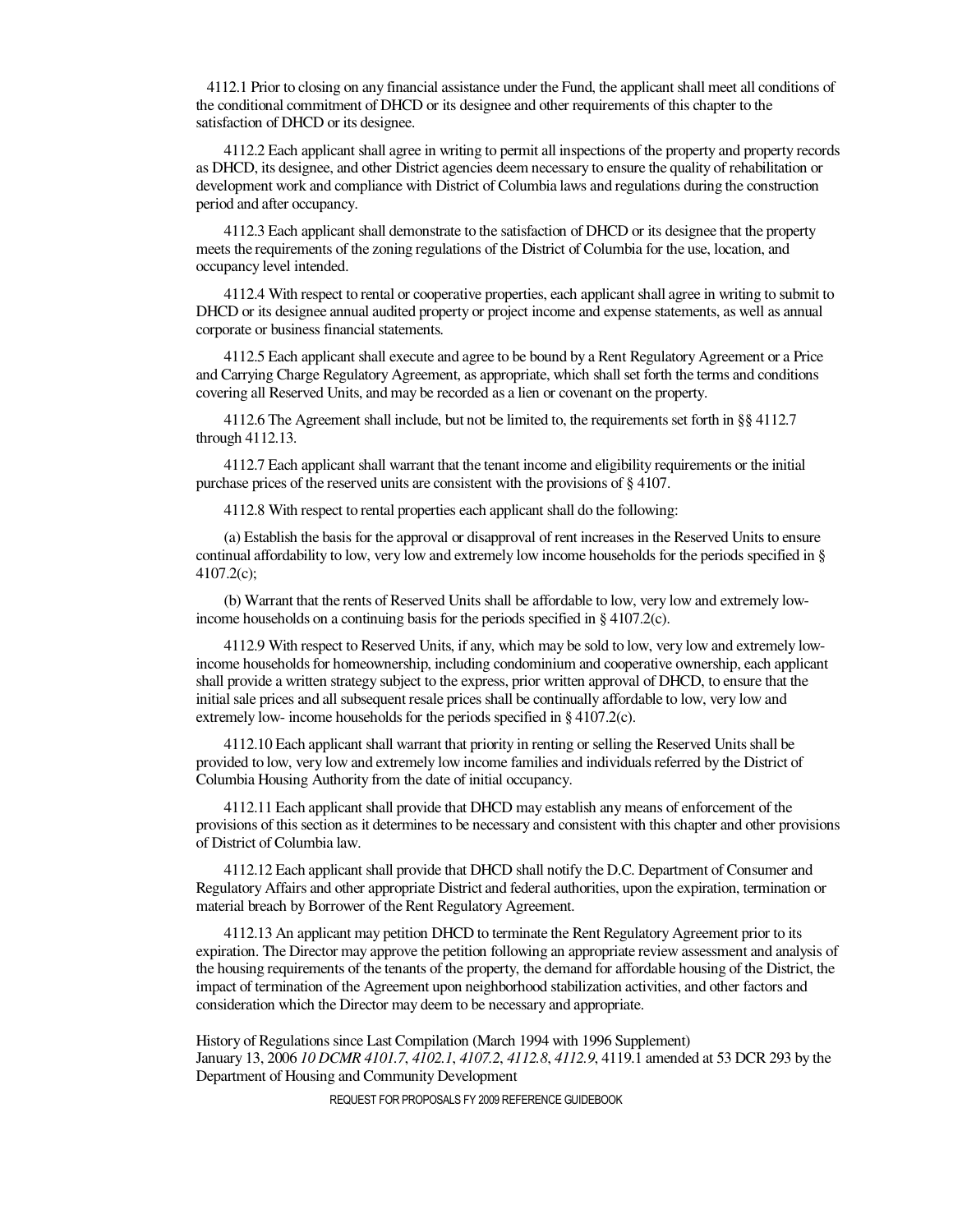4112.1 Prior to closing on any financial assistance under the Fund, the applicant shall meet all conditions of the conditional commitment of DHCD or its designee and other requirements of this chapter to the satisfaction of DHCD or its designee.

4112.2 Each applicant shall agree in writing to permit all inspections of the property and property records as DHCD, its designee, and other District agencies deem necessary to ensure the quality of rehabilitation or development work and compliance with District of Columbia laws and regulations during the construction period and after occupancy.

4112.3 Each applicant shall demonstrate to the satisfaction of DHCD or its designee that the property meets the requirements of the zoning regulations of the District of Columbia for the use, location, and occupancy level intended.

4112.4 With respect to rental or cooperative properties, each applicant shall agree in writing to submit to DHCD or its designee annual audited property or project income and expense statements, as well as annual corporate or business financial statements.

4112.5 Each applicant shall execute and agree to be bound by a Rent Regulatory Agreement or a Price and Carrying Charge Regulatory Agreement, as appropriate, which shall set forth the terms and conditions covering all Reserved Units, and may be recorded as a lien or covenant on the property.

4112.6 The Agreement shall include, but not be limited to, the requirements set forth in §§ 4112.7 through 4112.13.

4112.7 Each applicant shall warrant that the tenant income and eligibility requirements or the initial purchase prices of the reserved units are consistent with the provisions of § 4107.

4112.8 With respect to rental properties each applicant shall do the following:

(a) Establish the basis for the approval or disapproval of rent increases in the Reserved Units to ensure continual affordability to low, very low and extremely low income households for the periods specified in § 4107.2(c);

(b) Warrant that the rents of Reserved Units shall be affordable to low, very low and extremely low-income households on a continuing basis for the periods specified in § 4107.2(c).

4112.9 With respect to Reserved Units, if any, which may be sold to low, very low and extremely low-income households for homeownership, including condominium and cooperative ownership, each applicant shall provide a written strategy subject to the express, prior written approval of DHCD, to ensure that the initial sale prices and all subsequent resale prices shall be continually affordable to low, very low and extremely low- income households for the periods specified in § 4107.2(c).

4112.10 Each applicant shall warrant that priority in renting or selling the Reserved Units shall be provided to low, very low and extremely low income families and individuals referred by the District of Columbia Housing Authority from the date of initial occupancy.

4112.11 Each applicant shall provide that DHCD may establish any means of enforcement of the provisions of this section as it determines to be necessary and consistent with this chapter and other provisions of District of Columbia law.

4112.12 Each applicant shall provide that DHCD shall notify the D.C. Department of Consumer and Regulatory Affairs and other appropriate District and federal authorities, upon the expiration, termination or material breach by Borrower of the Rent Regulatory Agreement.

4112.13 An applicant may petition DHCD to terminate the Rent Regulatory Agreement prior to its expiration. The Director may approve the petition following an appropriate review assessment and analysis of the housing requirements of the tenants of the property, the demand for affordable housing of the District, the impact of termination of the Agreement upon neighborhood stabilization activities, and other factors and consideration which the Director may deem to be necessary and appropriate.

History of Regulations since Last Compilation (March 1994 with 1996 Supplement)
January 13, 2006 *10 DCMR 4101.7*, *4102.1*, *4107.2*, *4112.8*, *4112.9*, 4119.1 amended at 53 DCR 293 by the Department of Housing and Community Development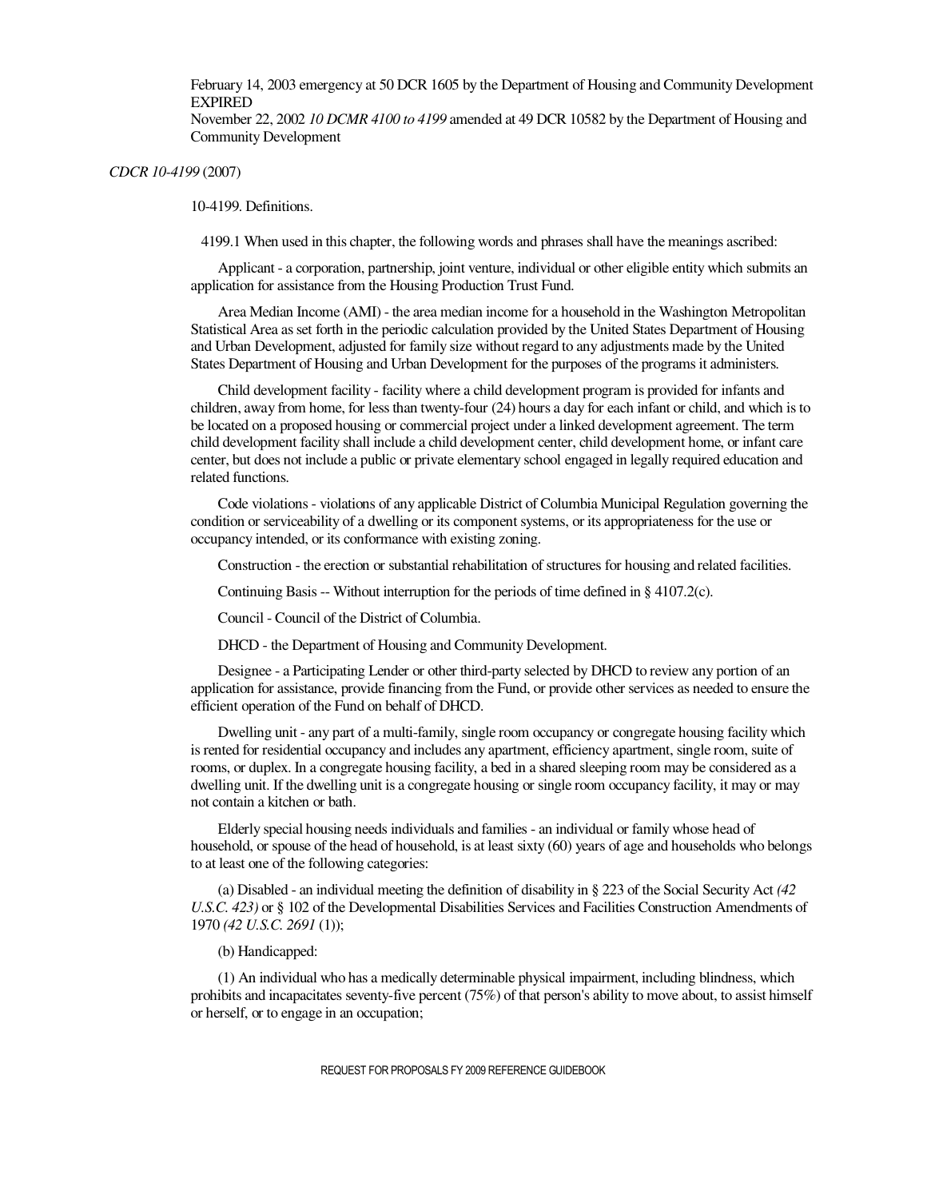February 14, 2003 emergency at 50 DCR 1605 by the Department of Housing and Community Development EXPIRED

November 22, 2002 *10 DCMR 4100 to 4199* amended at 49 DCR 10582 by the Department of Housing and Community Development

*CDCR 10-4199* (2007)

10-4199. Definitions.

4199.1 When used in this chapter, the following words and phrases shall have the meanings ascribed:

Applicant - a corporation, partnership, joint venture, individual or other eligible entity which submits an application for assistance from the Housing Production Trust Fund.

Area Median Income (AMI) - the area median income for a household in the Washington Metropolitan Statistical Area as set forth in the periodic calculation provided by the United States Department of Housing and Urban Development, adjusted for family size without regard to any adjustments made by the United States Department of Housing and Urban Development for the purposes of the programs it administers.

Child development facility - facility where a child development program is provided for infants and children, away from home, for less than twenty-four (24) hours a day for each infant or child, and which is to be located on a proposed housing or commercial project under a linked development agreement. The term child development facility shall include a child development center, child development home, or infant care center, but does not include a public or private elementary school engaged in legally required education and related functions.

Code violations - violations of any applicable District of Columbia Municipal Regulation governing the condition or serviceability of a dwelling or its component systems, or its appropriateness for the use or occupancy intended, or its conformance with existing zoning.

Construction - the erection or substantial rehabilitation of structures for housing and related facilities.

Continuing Basis -- Without interruption for the periods of time defined in § 4107.2(c).

Council - Council of the District of Columbia.

DHCD - the Department of Housing and Community Development.

Designee - a Participating Lender or other third-party selected by DHCD to review any portion of an application for assistance, provide financing from the Fund, or provide other services as needed to ensure the efficient operation of the Fund on behalf of DHCD.

Dwelling unit - any part of a multi-family, single room occupancy or congregate housing facility which is rented for residential occupancy and includes any apartment, efficiency apartment, single room, suite of rooms, or duplex. In a congregate housing facility, a bed in a shared sleeping room may be considered as a dwelling unit. If the dwelling unit is a congregate housing or single room occupancy facility, it may or may not contain a kitchen or bath.

Elderly special housing needs individuals and families - an individual or family whose head of household, or spouse of the head of household, is at least sixty (60) years of age and households who belongs to at least one of the following categories:

(a) Disabled - an individual meeting the definition of disability in § 223 of the Social Security Act *(42 U.S.C. 423)* or § 102 of the Developmental Disabilities Services and Facilities Construction Amendments of 1970 *(42 U.S.C. 2691* (1));

(b) Handicapped:

(1) An individual who has a medically determinable physical impairment, including blindness, which prohibits and incapacitates seventy-five percent (75%) of that person's ability to move about, to assist himself or herself, or to engage in an occupation;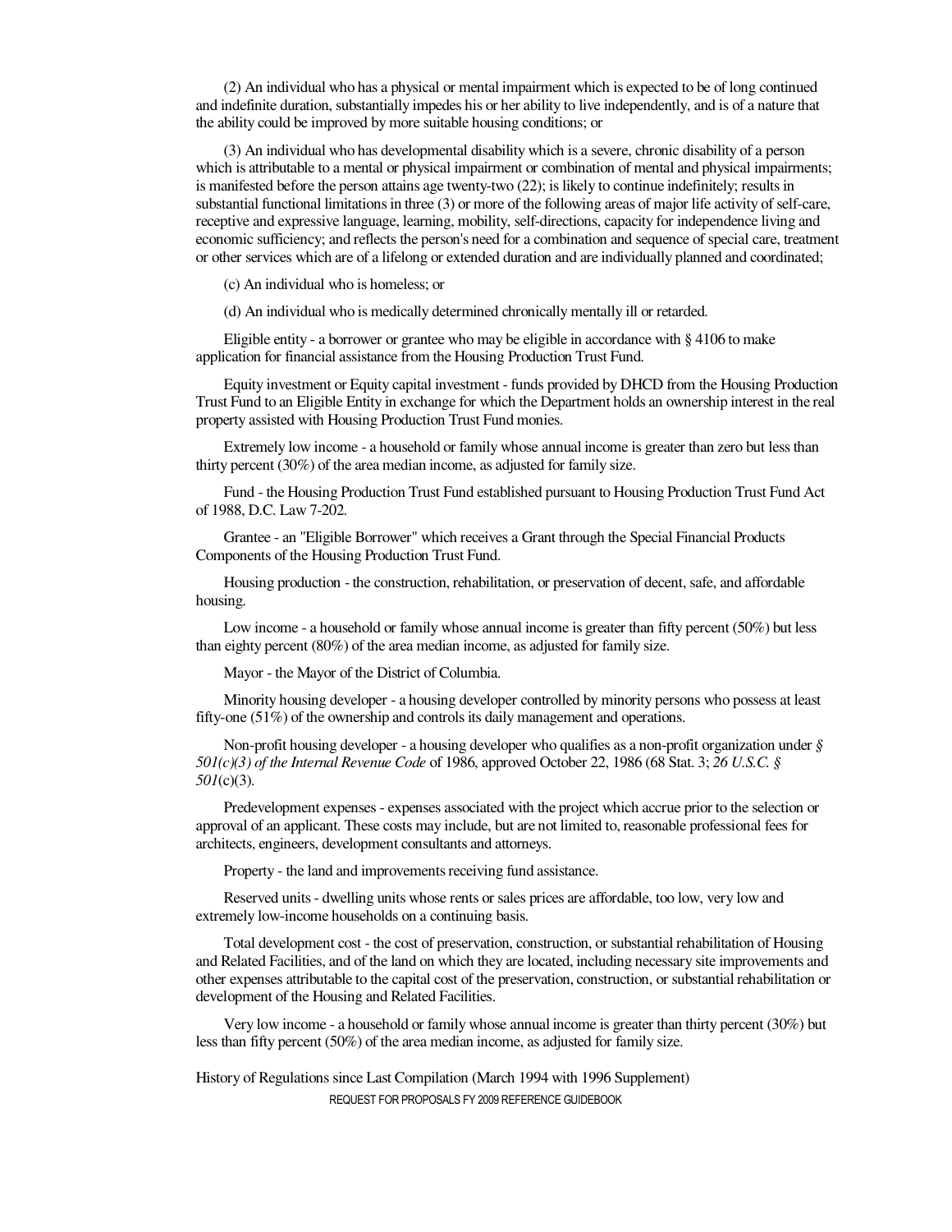(2) An individual who has a physical or mental impairment which is expected to be of long continued and indefinite duration, substantially impedes his or her ability to live independently, and is of a nature that the ability could be improved by more suitable housing conditions; or

(3) An individual who has developmental disability which is a severe, chronic disability of a person which is attributable to a mental or physical impairment or combination of mental and physical impairments; is manifested before the person attains age twenty-two (22); is likely to continue indefinitely; results in substantial functional limitations in three (3) or more of the following areas of major life activity of self-care, receptive and expressive language, learning, mobility, self-directions, capacity for independence living and economic sufficiency; and reflects the person's need for a combination and sequence of special care, treatment or other services which are of a lifelong or extended duration and are individually planned and coordinated;

(c) An individual who is homeless; or

(d) An individual who is medically determined chronically mentally ill or retarded.

Eligible entity - a borrower or grantee who may be eligible in accordance with § 4106 to make application for financial assistance from the Housing Production Trust Fund.

Equity investment or Equity capital investment - funds provided by DHCD from the Housing Production Trust Fund to an Eligible Entity in exchange for which the Department holds an ownership interest in the real property assisted with Housing Production Trust Fund monies.

Extremely low income - a household or family whose annual income is greater than zero but less than thirty percent (30%) of the area median income, as adjusted for family size.

Fund - the Housing Production Trust Fund established pursuant to Housing Production Trust Fund Act of 1988, D.C. Law 7-202.

Grantee - an "Eligible Borrower" which receives a Grant through the Special Financial Products Components of the Housing Production Trust Fund.

Housing production - the construction, rehabilitation, or preservation of decent, safe, and affordable housing.

Low income - a household or family whose annual income is greater than fifty percent (50%) but less than eighty percent (80%) of the area median income, as adjusted for family size.

Mayor - the Mayor of the District of Columbia.

Minority housing developer - a housing developer controlled by minority persons who possess at least fifty-one (51%) of the ownership and controls its daily management and operations.

Non-profit housing developer - a housing developer who qualifies as a non-profit organization under *§ 501(c)(3) of the Internal Revenue Code* of 1986, approved October 22, 1986 (68 Stat. 3; *26 U.S.C. § 501*(c)(3).

Predevelopment expenses - expenses associated with the project which accrue prior to the selection or approval of an applicant. These costs may include, but are not limited to, reasonable professional fees for architects, engineers, development consultants and attorneys.

Property - the land and improvements receiving fund assistance.

Reserved units - dwelling units whose rents or sales prices are affordable, too low, very low and extremely low-income households on a continuing basis.

Total development cost - the cost of preservation, construction, or substantial rehabilitation of Housing and Related Facilities, and of the land on which they are located, including necessary site improvements and other expenses attributable to the capital cost of the preservation, construction, or substantial rehabilitation or development of the Housing and Related Facilities.

Very low income - a household or family whose annual income is greater than thirty percent (30%) but less than fifty percent (50%) of the area median income, as adjusted for family size.

History of Regulations since Last Compilation (March 1994 with 1996 Supplement)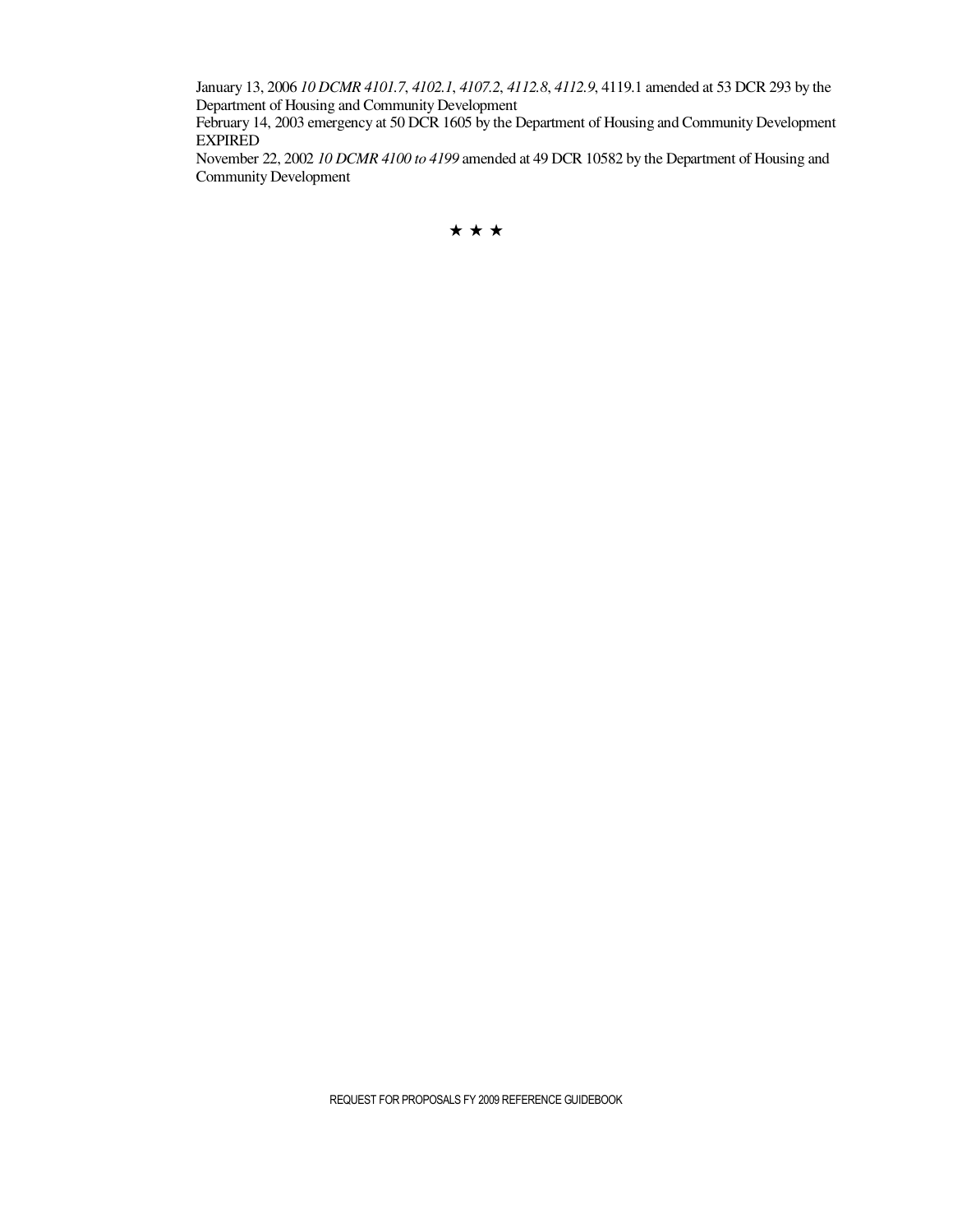January 13, 2006 *10 DCMR 4101.7*, *4102.1*, *4107.2*, *4112.8*, *4112.9*, 4119.1 amended at 53 DCR 293 by the Department of Housing and Community Development

February 14, 2003 emergency at 50 DCR 1605 by the Department of Housing and Community Development EXPIRED

November 22, 2002 *10 DCMR 4100 to 4199* amended at 49 DCR 10582 by the Department of Housing and Community Development

★ ★ ★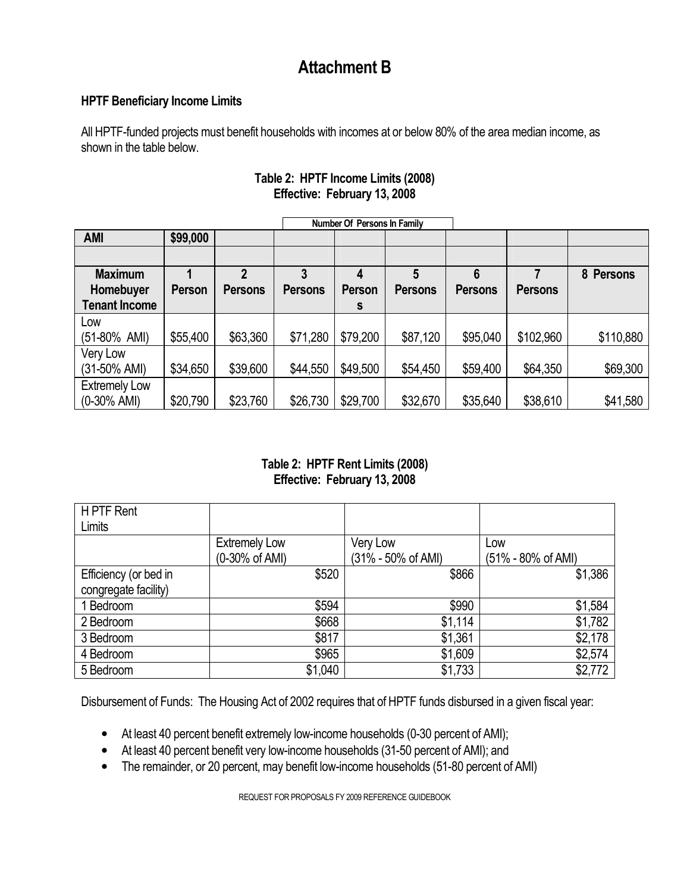# Attachment B

**HPTF Beneficiary Income Limits**

All HPTF-funded projects must benefit households with incomes at or below 80% of the area median income, as shown in the table below.

**Table 2: HPTF Income Limits (2008)**
**Effective: February 13, 2008**

| | | | Number Of Persons In Family | | | | | |
|---|---|---|---|---|---|---|---|---|
| **AMI** | **$99,000** | | | | | | | |
| | | | | | | | | |
| **Maximum Homebuyer Tenant Income** | **1 Person** | **2 Persons** | **3 Persons** | **4 Persons** | **5 Persons** | **6 Persons** | **7 Persons** | **8 Persons** |
| Low (51-80% AMI) | $55,400 | $63,360 | $71,280 | $79,200 | $87,120 | $95,040 | $102,960 | $110,880 |
| Very Low (31-50% AMI) | $34,650 | $39,600 | $44,550 | $49,500 | $54,450 | $59,400 | $64,350 | $69,300 |
| Extremely Low (0-30% AMI) | $20,790 | $23,760 | $26,730 | $29,700 | $32,670 | $35,640 | $38,610 | $41,580 |

**Table 2: HPTF Rent Limits (2008)**
**Effective: February 13, 2008**

| H PTF Rent Limits | | | |
|---|---|---|---|
| | Extremely Low (0-30% of AMI) | Very Low (31% - 50% of AMI) | Low (51% - 80% of AMI) |
| Efficiency (or bed in congregate facility) | $520 | $866 | $1,386 |
| 1 Bedroom | $594 | $990 | $1,584 |
| 2 Bedroom | $668 | $1,114 | $1,782 |
| 3 Bedroom | $817 | $1,361 | $2,178 |
| 4 Bedroom | $965 | $1,609 | $2,574 |
| 5 Bedroom | $1,040 | $1,733 | $2,772 |

Disbursement of Funds: The Housing Act of 2002 requires that of HPTF funds disbursed in a given fiscal year:

- At least 40 percent benefit extremely low-income households (0-30 percent of AMI);
- At least 40 percent benefit very low-income households (31-50 percent of AMI); and
- The remainder, or 20 percent, may benefit low-income households (51-80 percent of AMI)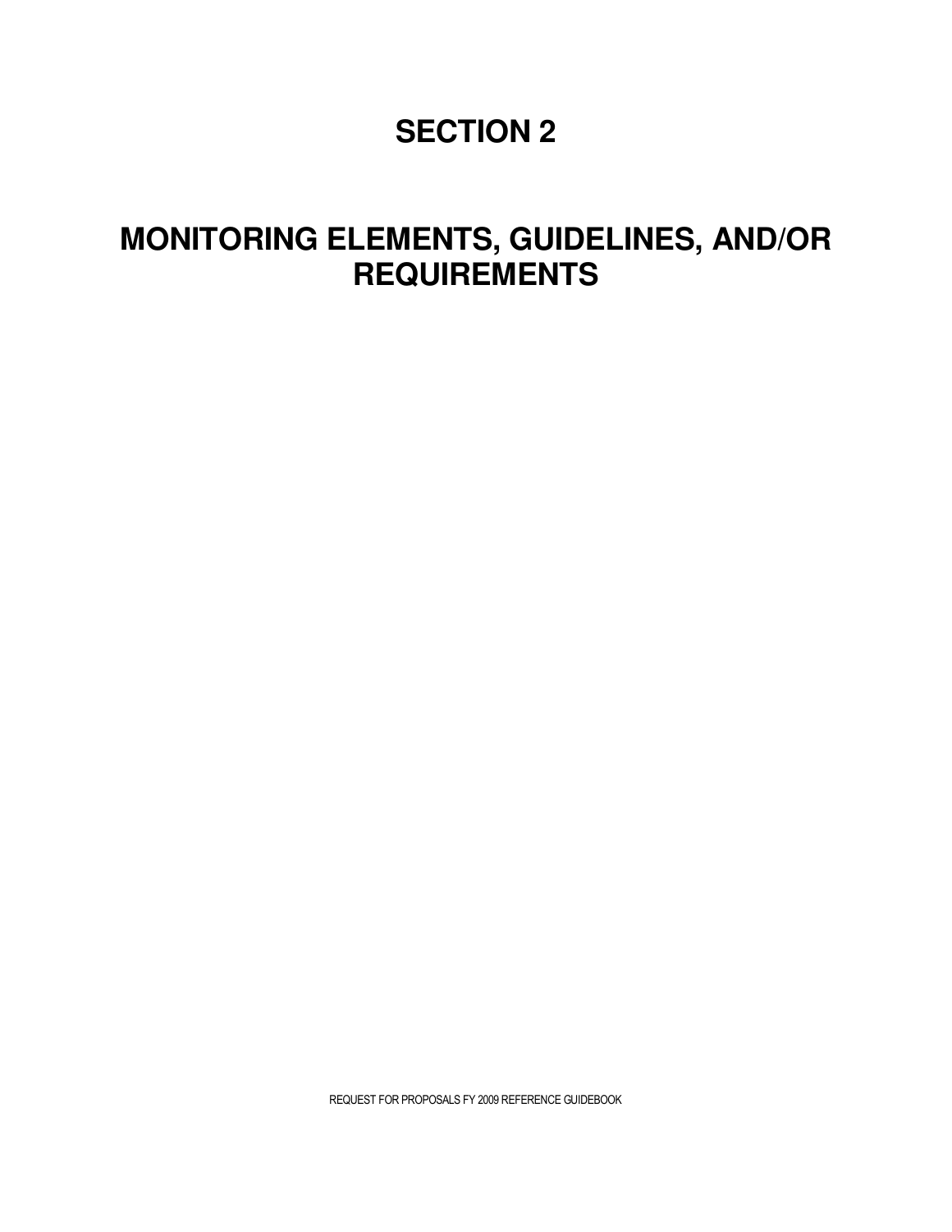# SECTION 2

# MONITORING ELEMENTS, GUIDELINES, AND/OR REQUIREMENTS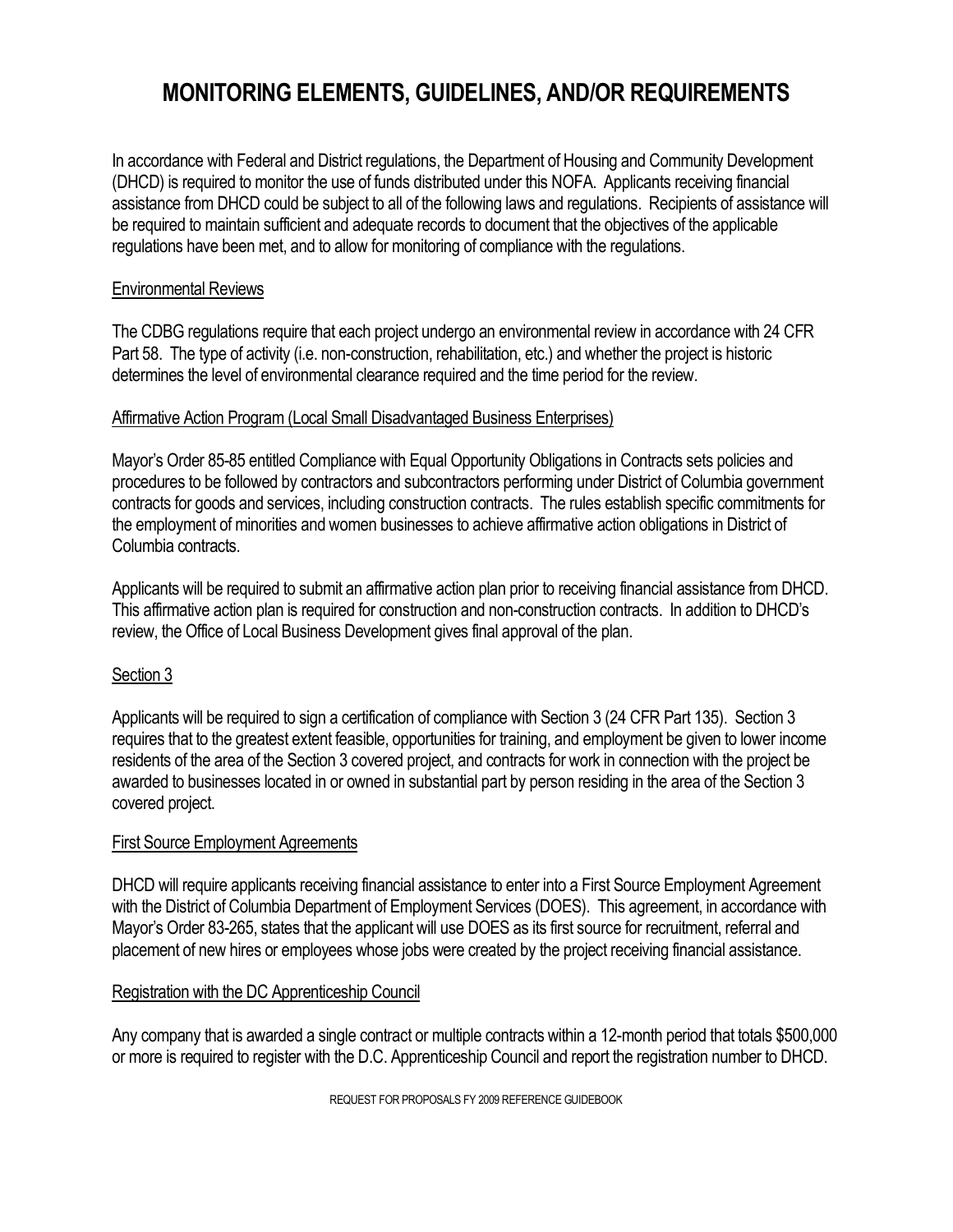# MONITORING ELEMENTS, GUIDELINES, AND/OR REQUIREMENTS

In accordance with Federal and District regulations, the Department of Housing and Community Development (DHCD) is required to monitor the use of funds distributed under this NOFA. Applicants receiving financial assistance from DHCD could be subject to all of the following laws and regulations. Recipients of assistance will be required to maintain sufficient and adequate records to document that the objectives of the applicable regulations have been met, and to allow for monitoring of compliance with the regulations.

<u>Environmental Reviews</u>

The CDBG regulations require that each project undergo an environmental review in accordance with 24 CFR Part 58. The type of activity (i.e. non-construction, rehabilitation, etc.) and whether the project is historic determines the level of environmental clearance required and the time period for the review.

<u>Affirmative Action Program (Local Small Disadvantaged Business Enterprises)</u>

Mayor's Order 85-85 entitled Compliance with Equal Opportunity Obligations in Contracts sets policies and procedures to be followed by contractors and subcontractors performing under District of Columbia government contracts for goods and services, including construction contracts. The rules establish specific commitments for the employment of minorities and women businesses to achieve affirmative action obligations in District of Columbia contracts.

Applicants will be required to submit an affirmative action plan prior to receiving financial assistance from DHCD. This affirmative action plan is required for construction and non-construction contracts. In addition to DHCD's review, the Office of Local Business Development gives final approval of the plan.

<u>Section 3</u>

Applicants will be required to sign a certification of compliance with Section 3 (24 CFR Part 135). Section 3 requires that to the greatest extent feasible, opportunities for training, and employment be given to lower income residents of the area of the Section 3 covered project, and contracts for work in connection with the project be awarded to businesses located in or owned in substantial part by person residing in the area of the Section 3 covered project.

<u>First Source Employment Agreements</u>

DHCD will require applicants receiving financial assistance to enter into a First Source Employment Agreement with the District of Columbia Department of Employment Services (DOES). This agreement, in accordance with Mayor's Order 83-265, states that the applicant will use DOES as its first source for recruitment, referral and placement of new hires or employees whose jobs were created by the project receiving financial assistance.

<u>Registration with the DC Apprenticeship Council</u>

Any company that is awarded a single contract or multiple contracts within a 12-month period that totals $500,000 or more is required to register with the D.C. Apprenticeship Council and report the registration number to DHCD.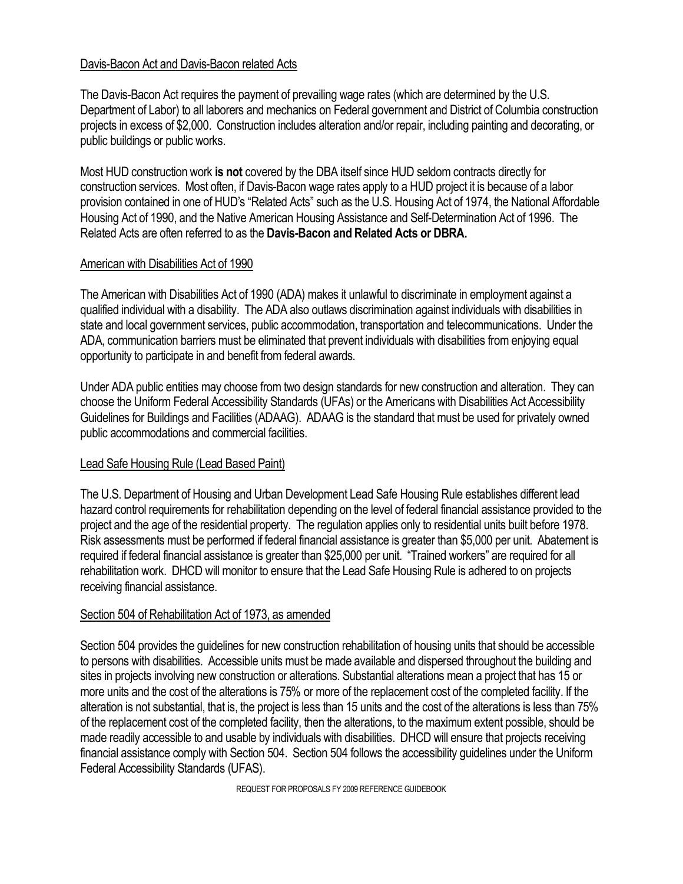## Davis-Bacon Act and Davis-Bacon related Acts

The Davis-Bacon Act requires the payment of prevailing wage rates (which are determined by the U.S. Department of Labor) to all laborers and mechanics on Federal government and District of Columbia construction projects in excess of $2,000. Construction includes alteration and/or repair, including painting and decorating, or public buildings or public works.

Most HUD construction work **is not** covered by the DBA itself since HUD seldom contracts directly for construction services. Most often, if Davis-Bacon wage rates apply to a HUD project it is because of a labor provision contained in one of HUD's "Related Acts" such as the U.S. Housing Act of 1974, the National Affordable Housing Act of 1990, and the Native American Housing Assistance and Self-Determination Act of 1996. The Related Acts are often referred to as the **Davis-Bacon and Related Acts or DBRA.**

## American with Disabilities Act of 1990

The American with Disabilities Act of 1990 (ADA) makes it unlawful to discriminate in employment against a qualified individual with a disability. The ADA also outlaws discrimination against individuals with disabilities in state and local government services, public accommodation, transportation and telecommunications. Under the ADA, communication barriers must be eliminated that prevent individuals with disabilities from enjoying equal opportunity to participate in and benefit from federal awards.

Under ADA public entities may choose from two design standards for new construction and alteration. They can choose the Uniform Federal Accessibility Standards (UFAs) or the Americans with Disabilities Act Accessibility Guidelines for Buildings and Facilities (ADAAG). ADAAG is the standard that must be used for privately owned public accommodations and commercial facilities.

## Lead Safe Housing Rule (Lead Based Paint)

The U.S. Department of Housing and Urban Development Lead Safe Housing Rule establishes different lead hazard control requirements for rehabilitation depending on the level of federal financial assistance provided to the project and the age of the residential property. The regulation applies only to residential units built before 1978. Risk assessments must be performed if federal financial assistance is greater than $5,000 per unit. Abatement is required if federal financial assistance is greater than $25,000 per unit. "Trained workers" are required for all rehabilitation work. DHCD will monitor to ensure that the Lead Safe Housing Rule is adhered to on projects receiving financial assistance.

## Section 504 of Rehabilitation Act of 1973, as amended

Section 504 provides the guidelines for new construction rehabilitation of housing units that should be accessible to persons with disabilities. Accessible units must be made available and dispersed throughout the building and sites in projects involving new construction or alterations. Substantial alterations mean a project that has 15 or more units and the cost of the alterations is 75% or more of the replacement cost of the completed facility. If the alteration is not substantial, that is, the project is less than 15 units and the cost of the alterations is less than 75% of the replacement cost of the completed facility, then the alterations, to the maximum extent possible, should be made readily accessible to and usable by individuals with disabilities. DHCD will ensure that projects receiving financial assistance comply with Section 504. Section 504 follows the accessibility guidelines under the Uniform Federal Accessibility Standards (UFAS).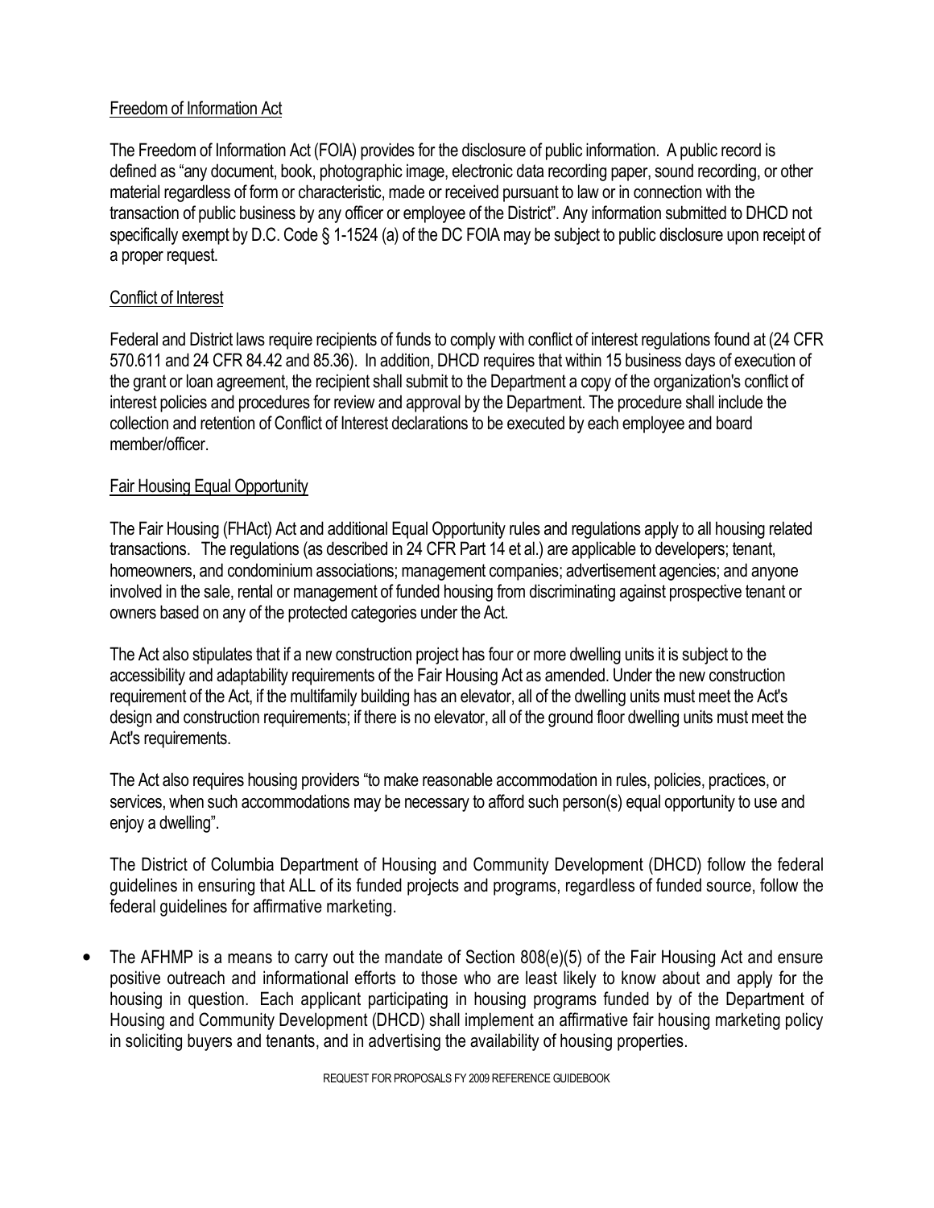## Freedom of Information Act

The Freedom of Information Act (FOIA) provides for the disclosure of public information. A public record is defined as "any document, book, photographic image, electronic data recording paper, sound recording, or other material regardless of form or characteristic, made or received pursuant to law or in connection with the transaction of public business by any officer or employee of the District". Any information submitted to DHCD not specifically exempt by D.C. Code § 1-1524 (a) of the DC FOIA may be subject to public disclosure upon receipt of a proper request.

## Conflict of Interest

Federal and District laws require recipients of funds to comply with conflict of interest regulations found at (24 CFR 570.611 and 24 CFR 84.42 and 85.36). In addition, DHCD requires that within 15 business days of execution of the grant or loan agreement, the recipient shall submit to the Department a copy of the organization's conflict of interest policies and procedures for review and approval by the Department. The procedure shall include the collection and retention of Conflict of Interest declarations to be executed by each employee and board member/officer.

## Fair Housing Equal Opportunity

The Fair Housing (FHAct) Act and additional Equal Opportunity rules and regulations apply to all housing related transactions. The regulations (as described in 24 CFR Part 14 et al.) are applicable to developers; tenant, homeowners, and condominium associations; management companies; advertisement agencies; and anyone involved in the sale, rental or management of funded housing from discriminating against prospective tenant or owners based on any of the protected categories under the Act.

The Act also stipulates that if a new construction project has four or more dwelling units it is subject to the accessibility and adaptability requirements of the Fair Housing Act as amended. Under the new construction requirement of the Act, if the multifamily building has an elevator, all of the dwelling units must meet the Act's design and construction requirements; if there is no elevator, all of the ground floor dwelling units must meet the Act's requirements.

The Act also requires housing providers "to make reasonable accommodation in rules, policies, practices, or services, when such accommodations may be necessary to afford such person(s) equal opportunity to use and enjoy a dwelling".

The District of Columbia Department of Housing and Community Development (DHCD) follow the federal guidelines in ensuring that ALL of its funded projects and programs, regardless of funded source, follow the federal guidelines for affirmative marketing.

- The AFHMP is a means to carry out the mandate of Section 808(e)(5) of the Fair Housing Act and ensure positive outreach and informational efforts to those who are least likely to know about and apply for the housing in question. Each applicant participating in housing programs funded by of the Department of Housing and Community Development (DHCD) shall implement an affirmative fair housing marketing policy in soliciting buyers and tenants, and in advertising the availability of housing properties.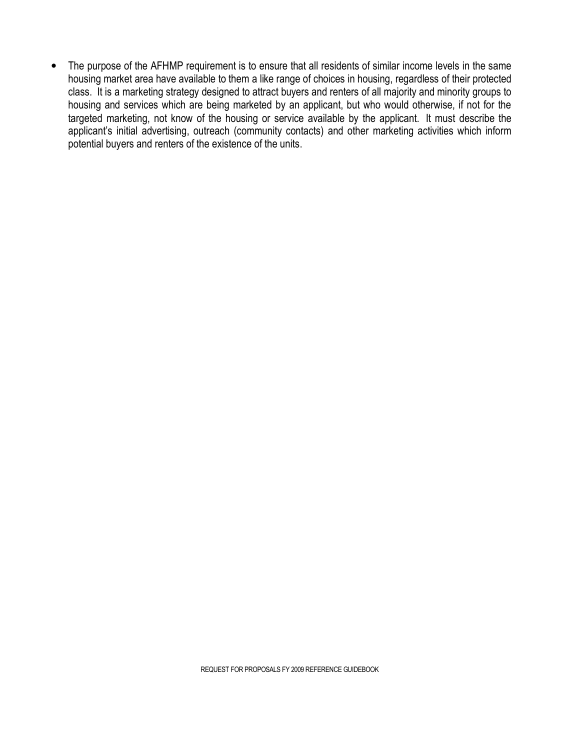- The purpose of the AFHMP requirement is to ensure that all residents of similar income levels in the same housing market area have available to them a like range of choices in housing, regardless of their protected class. It is a marketing strategy designed to attract buyers and renters of all majority and minority groups to housing and services which are being marketed by an applicant, but who would otherwise, if not for the targeted marketing, not know of the housing or service available by the applicant. It must describe the applicant's initial advertising, outreach (community contacts) and other marketing activities which inform potential buyers and renters of the existence of the units.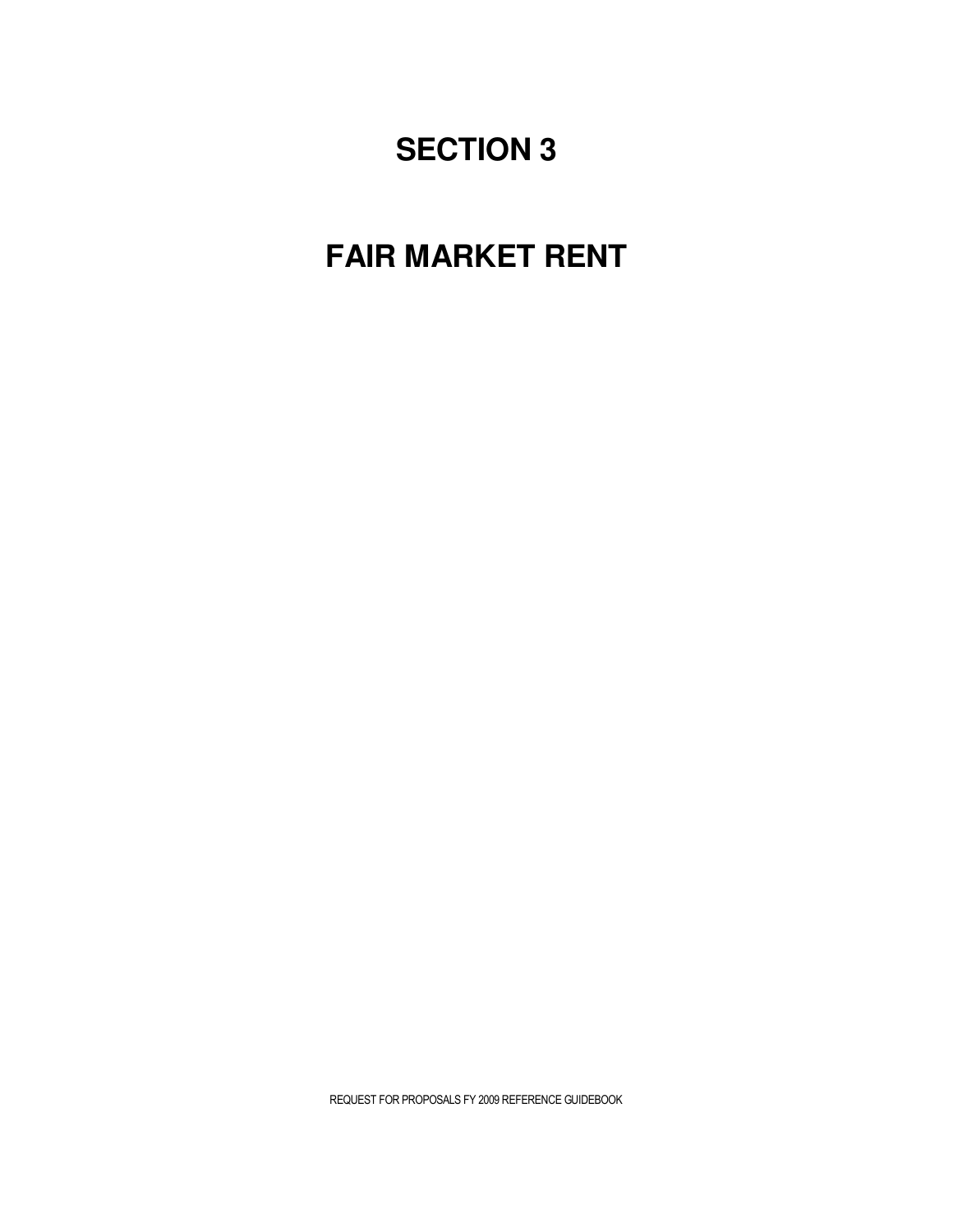# SECTION 3

# FAIR MARKET RENT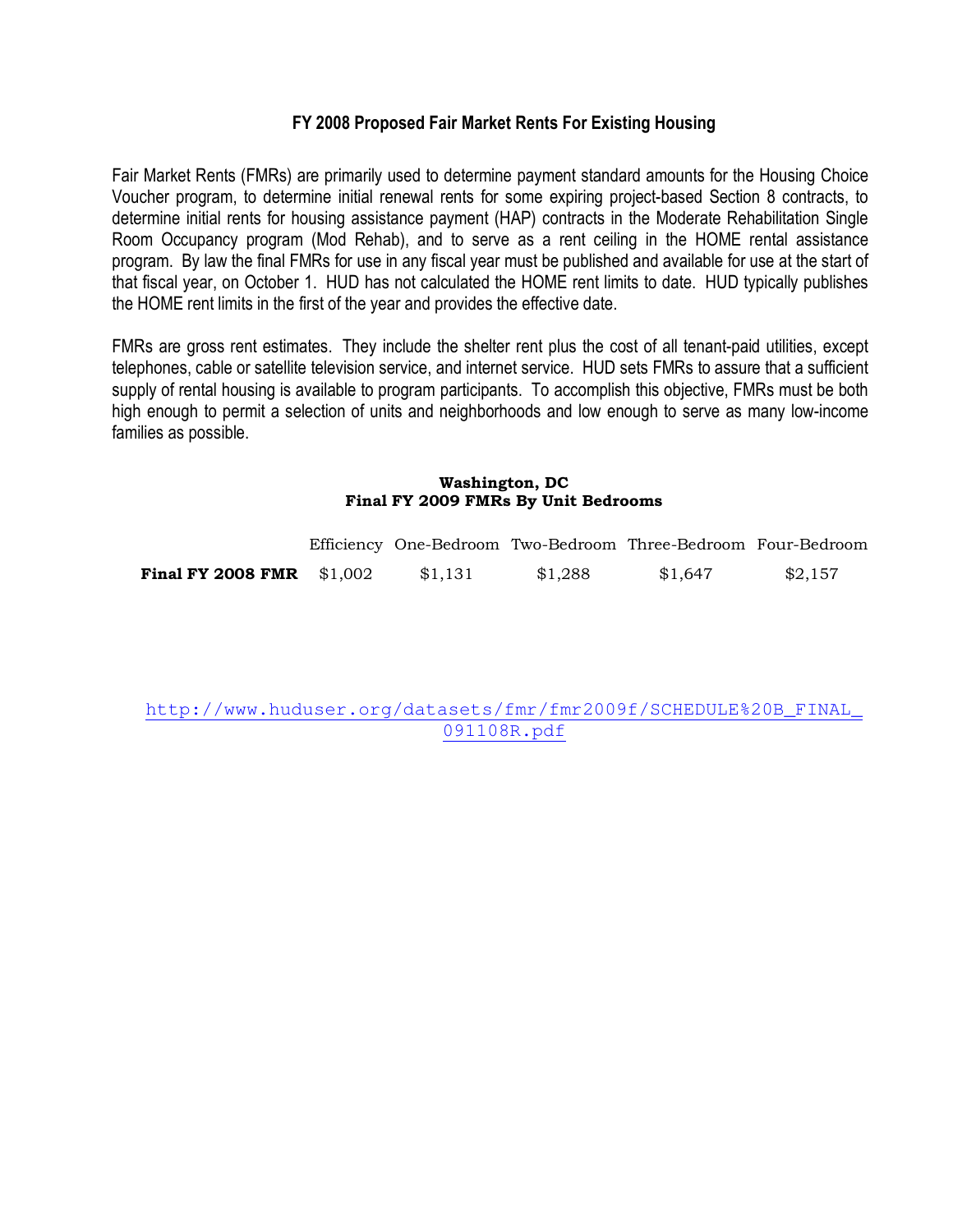## FY 2008 Proposed Fair Market Rents For Existing Housing

Fair Market Rents (FMRs) are primarily used to determine payment standard amounts for the Housing Choice Voucher program, to determine initial renewal rents for some expiring project-based Section 8 contracts, to determine initial rents for housing assistance payment (HAP) contracts in the Moderate Rehabilitation Single Room Occupancy program (Mod Rehab), and to serve as a rent ceiling in the HOME rental assistance program. By law the final FMRs for use in any fiscal year must be published and available for use at the start of that fiscal year, on October 1. HUD has not calculated the HOME rent limits to date. HUD typically publishes the HOME rent limits in the first of the year and provides the effective date.

FMRs are gross rent estimates. They include the shelter rent plus the cost of all tenant-paid utilities, except telephones, cable or satellite television service, and internet service. HUD sets FMRs to assure that a sufficient supply of rental housing is available to program participants. To accomplish this objective, FMRs must be both high enough to permit a selection of units and neighborhoods and low enough to serve as many low-income families as possible.

**Washington, DC**
**Final FY 2009 FMRs By Unit Bedrooms**

| | Efficiency | One-Bedroom | Two-Bedroom | Three-Bedroom | Four-Bedroom |
|---|---|---|---|---|---|
| **Final FY 2008 FMR** | $1,002 | $1,131 | $1,288 | $1,647 | $2,157 |

http://www.huduser.org/datasets/fmr/fmr2009f/SCHEDULE%20B_FINAL_091108R.pdf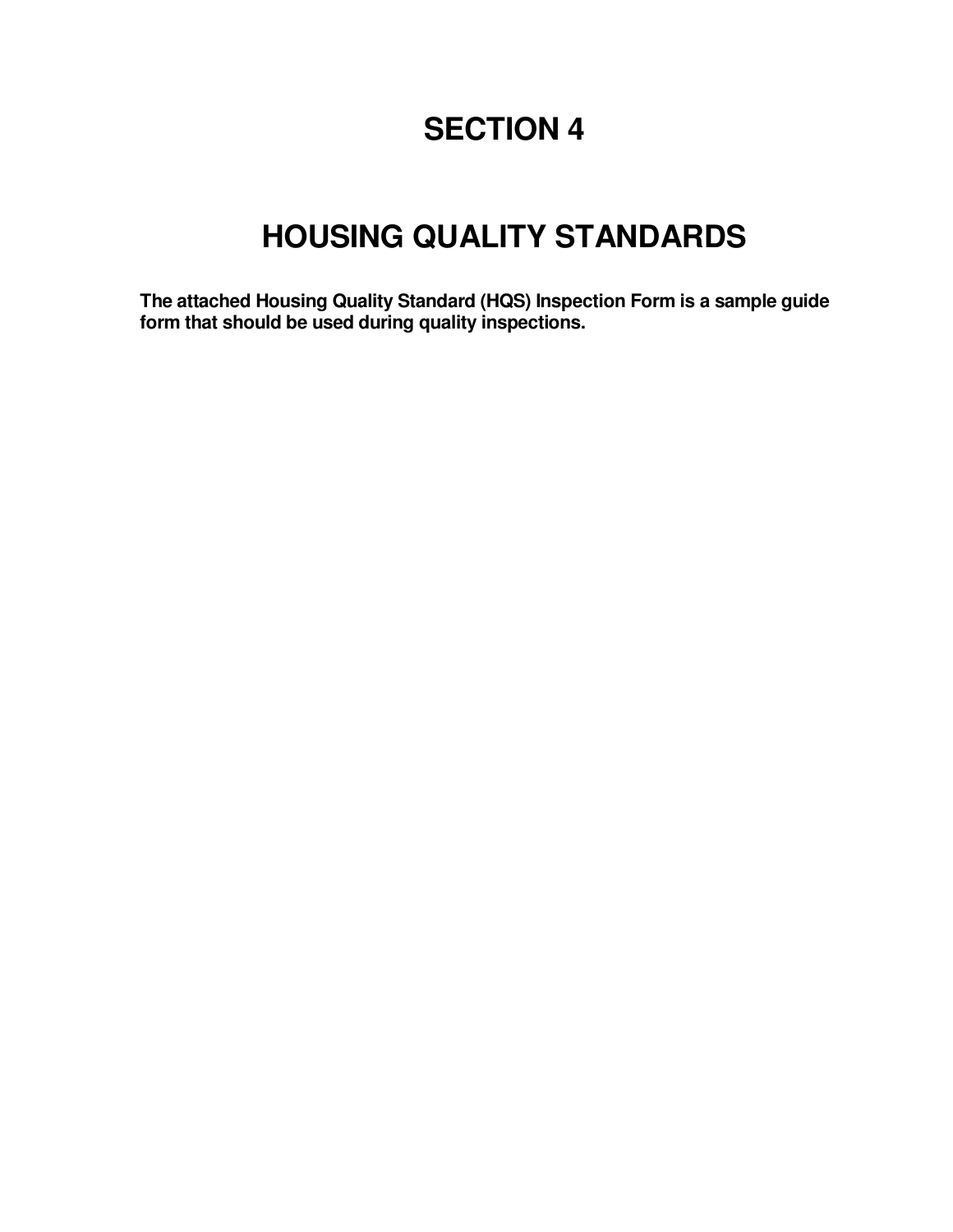# SECTION 4

# HOUSING QUALITY STANDARDS

**The attached Housing Quality Standard (HQS) Inspection Form is a sample guide form that should be used during quality inspections.**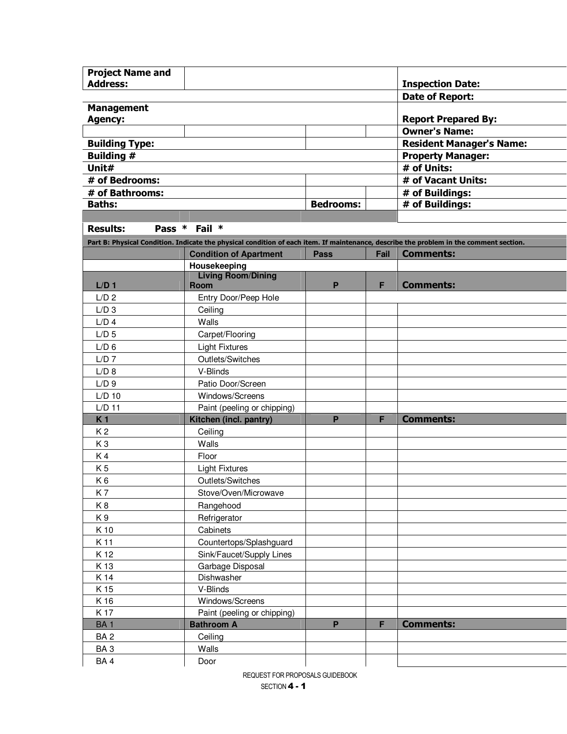| Project Name and Address: | | | | Inspection Date: |
|---|---|---|---|---|
| | | | | Date of Report: |
| Management Agency: | | | | Report Prepared By: |
| | | | | Owner's Name: |
| Building Type: | | | | Resident Manager's Name: |
| Building # | | | | Property Manager: |
| Unit# | | | | # of Units: |
| # of Bedrooms: | | | | # of Vacant Units: |
| # of Bathrooms: | | | | # of Buildings: |
| Baths: | | Bedrooms: | | # of Buildings: |

**Results:** Pass * Fail *

Part B: Physical Condition. Indicate the physical condition of each item. If maintenance, describe the problem in the comment section.

| | Condition of Apartment | Pass | Fail | Comments: |
|---|---|---|---|---|
| | Housekeeping | | | |
| L/D 1 | Living Room/Dining Room | P | F | Comments: |
| L/D 2 | Entry Door/Peep Hole | | | |
| L/D 3 | Ceiling | | | |
| L/D 4 | Walls | | | |
| L/D 5 | Carpet/Flooring | | | |
| L/D 6 | Light Fixtures | | | |
| L/D 7 | Outlets/Switches | | | |
| L/D 8 | V-Blinds | | | |
| L/D 9 | Patio Door/Screen | | | |
| L/D 10 | Windows/Screens | | | |
| L/D 11 | Paint (peeling or chipping) | | | |
| K 1 | Kitchen (incl. pantry) | P | F | Comments: |
| K 2 | Ceiling | | | |
| K 3 | Walls | | | |
| K 4 | Floor | | | |
| K 5 | Light Fixtures | | | |
| K 6 | Outlets/Switches | | | |
| K 7 | Stove/Oven/Microwave | | | |
| K 8 | Rangehood | | | |
| K 9 | Refrigerator | | | |
| K 10 | Cabinets | | | |
| K 11 | Countertops/Splashguard | | | |
| K 12 | Sink/Faucet/Supply Lines | | | |
| K 13 | Garbage Disposal | | | |
| K 14 | Dishwasher | | | |
| K 15 | V-Blinds | | | |
| K 16 | Windows/Screens | | | |
| K 17 | Paint (peeling or chipping) | | | |
| BA 1 | Bathroom A | P | F | Comments: |
| BA 2 | Ceiling | | | |
| BA 3 | Walls | | | |
| BA 4 | Door | | | |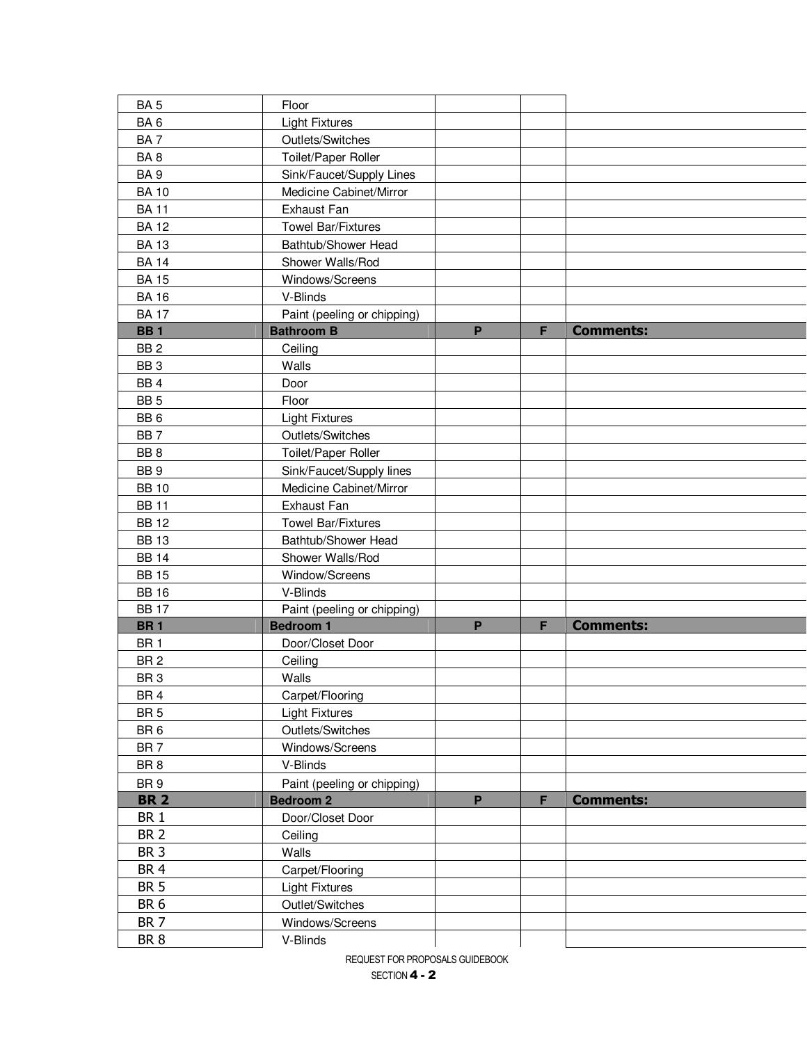| | | | | |
|---|---|---|---|---|
| BA 5 | Floor | | | |
| BA 6 | Light Fixtures | | | |
| BA 7 | Outlets/Switches | | | |
| BA 8 | Toilet/Paper Roller | | | |
| BA 9 | Sink/Faucet/Supply Lines | | | |
| BA 10 | Medicine Cabinet/Mirror | | | |
| BA 11 | Exhaust Fan | | | |
| BA 12 | Towel Bar/Fixtures | | | |
| BA 13 | Bathtub/Shower Head | | | |
| BA 14 | Shower Walls/Rod | | | |
| BA 15 | Windows/Screens | | | |
| BA 16 | V-Blinds | | | |
| BA 17 | Paint (peeling or chipping) | | | |
| **BB 1** | **Bathroom B** | **P** | **F** | **Comments:** |
| BB 2 | Ceiling | | | |
| BB 3 | Walls | | | |
| BB 4 | Door | | | |
| BB 5 | Floor | | | |
| BB 6 | Light Fixtures | | | |
| BB 7 | Outlets/Switches | | | |
| BB 8 | Toilet/Paper Roller | | | |
| BB 9 | Sink/Faucet/Supply lines | | | |
| BB 10 | Medicine Cabinet/Mirror | | | |
| BB 11 | Exhaust Fan | | | |
| BB 12 | Towel Bar/Fixtures | | | |
| BB 13 | Bathtub/Shower Head | | | |
| BB 14 | Shower Walls/Rod | | | |
| BB 15 | Window/Screens | | | |
| BB 16 | V-Blinds | | | |
| BB 17 | Paint (peeling or chipping) | | | |
| **BR 1** | **Bedroom 1** | **P** | **F** | **Comments:** |
| BR 1 | Door/Closet Door | | | |
| BR 2 | Ceiling | | | |
| BR 3 | Walls | | | |
| BR 4 | Carpet/Flooring | | | |
| BR 5 | Light Fixtures | | | |
| BR 6 | Outlets/Switches | | | |
| BR 7 | Windows/Screens | | | |
| BR 8 | V-Blinds | | | |
| BR 9 | Paint (peeling or chipping) | | | |
| **BR 2** | **Bedroom 2** | **P** | **F** | **Comments:** |
| BR 1 | Door/Closet Door | | | |
| BR 2 | Ceiling | | | |
| BR 3 | Walls | | | |
| BR 4 | Carpet/Flooring | | | |
| BR 5 | Light Fixtures | | | |
| BR 6 | Outlet/Switches | | | |
| BR 7 | Windows/Screens | | | |
| BR 8 | V-Blinds | | | |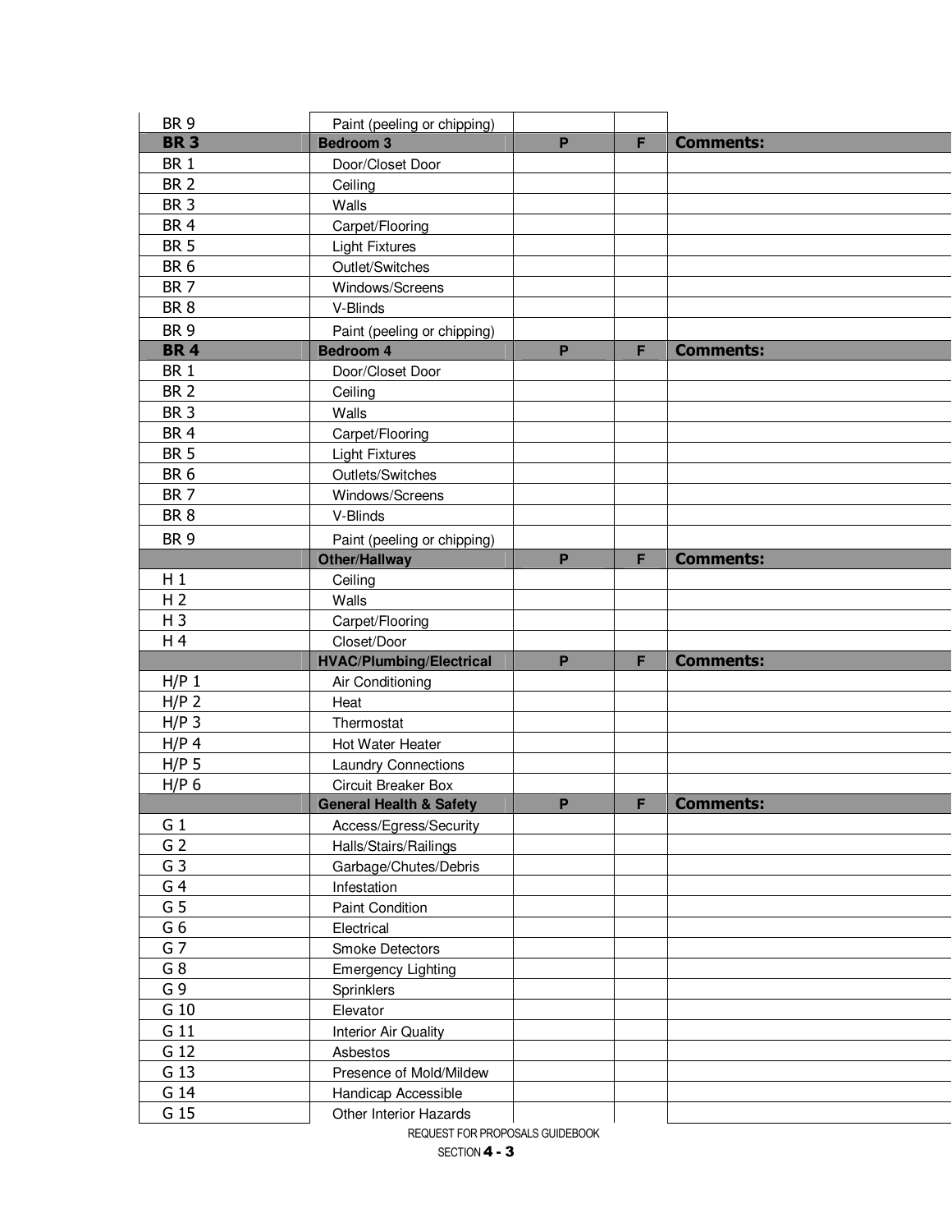| | | | | |
|---|---|---|---|---|
| BR 9 | Paint (peeling or chipping) | | | |
| **BR 3** | **Bedroom 3** | **P** | **F** | **Comments:** |
| BR 1 | Door/Closet Door | | | |
| BR 2 | Ceiling | | | |
| BR 3 | Walls | | | |
| BR 4 | Carpet/Flooring | | | |
| BR 5 | Light Fixtures | | | |
| BR 6 | Outlet/Switches | | | |
| BR 7 | Windows/Screens | | | |
| BR 8 | V-Blinds | | | |
| BR 9 | Paint (peeling or chipping) | | | |
| **BR 4** | **Bedroom 4** | **P** | **F** | **Comments:** |
| BR 1 | Door/Closet Door | | | |
| BR 2 | Ceiling | | | |
| BR 3 | Walls | | | |
| BR 4 | Carpet/Flooring | | | |
| BR 5 | Light Fixtures | | | |
| BR 6 | Outlets/Switches | | | |
| BR 7 | Windows/Screens | | | |
| BR 8 | V-Blinds | | | |
| BR 9 | Paint (peeling or chipping) | | | |
| | **Other/Hallway** | **P** | **F** | **Comments:** |
| H 1 | Ceiling | | | |
| H 2 | Walls | | | |
| H 3 | Carpet/Flooring | | | |
| H 4 | Closet/Door | | | |
| | **HVAC/Plumbing/Electrical** | **P** | **F** | **Comments:** |
| H/P 1 | Air Conditioning | | | |
| H/P 2 | Heat | | | |
| H/P 3 | Thermostat | | | |
| H/P 4 | Hot Water Heater | | | |
| H/P 5 | Laundry Connections | | | |
| H/P 6 | Circuit Breaker Box | | | |
| | **General Health & Safety** | **P** | **F** | **Comments:** |
| G 1 | Access/Egress/Security | | | |
| G 2 | Halls/Stairs/Railings | | | |
| G 3 | Garbage/Chutes/Debris | | | |
| G 4 | Infestation | | | |
| G 5 | Paint Condition | | | |
| G 6 | Electrical | | | |
| G 7 | Smoke Detectors | | | |
| G 8 | Emergency Lighting | | | |
| G 9 | Sprinklers | | | |
| G 10 | Elevator | | | |
| G 11 | Interior Air Quality | | | |
| G 12 | Asbestos | | | |
| G 13 | Presence of Mold/Mildew | | | |
| G 14 | Handicap Accessible | | | |
| G 15 | Other Interior Hazards | | | |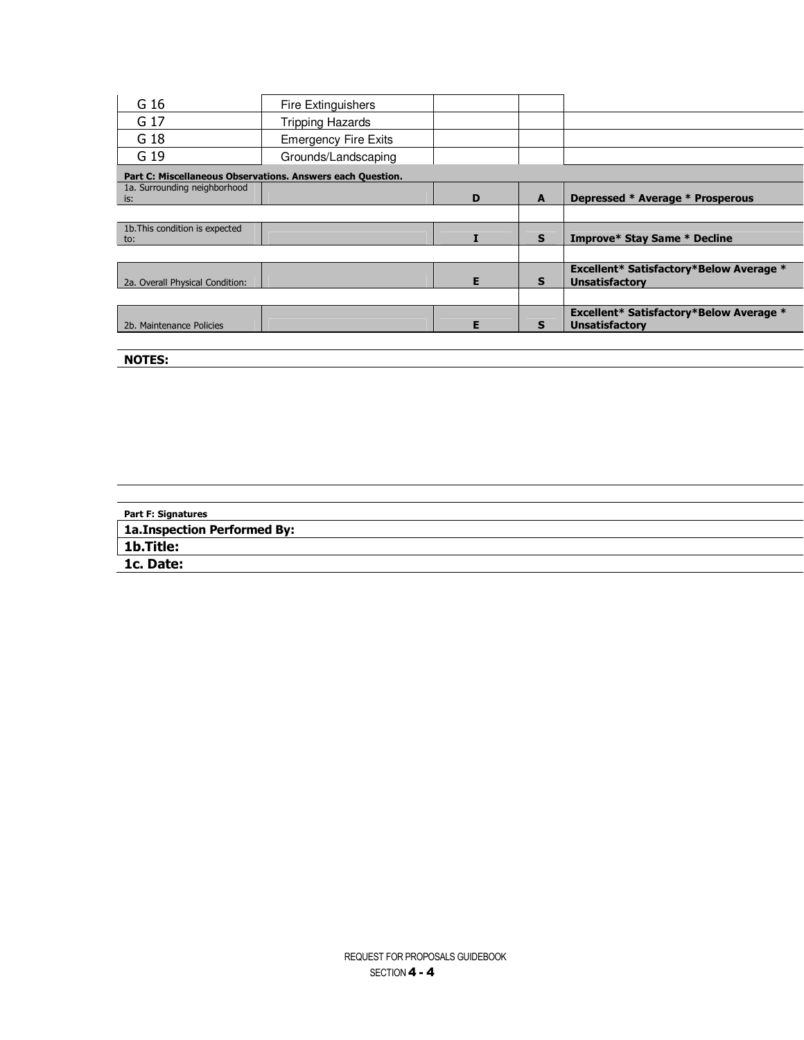| | | | | |
|---|---|---|---|---|
| G 16 | Fire Extinguishers | | | |
| G 17 | Tripping Hazards | | | |
| G 18 | Emergency Fire Exits | | | |
| G 19 | Grounds/Landscaping | | | |

**Part C: Miscellaneous Observations. Answers each Question.**

| | | | | |
|---|---|---|---|---|
| 1a. Surrounding neighborhood is: | | **D** | **A** | **Depressed * Average * Prosperous** |
| 1b.This condition is expected to: | | **I** | **S** | **Improve* Stay Same * Decline** |
| 2a. Overall Physical Condition: | | **E** | **S** | **Excellent* Satisfactory*Below Average * Unsatisfactory** |
| 2b. Maintenance Policies | | **E** | **S** | **Excellent* Satisfactory*Below Average * Unsatisfactory** |

**NOTES:**

**Part F: Signatures**

**1a.Inspection Performed By:**

**1b.Title:**

**1c. Date:**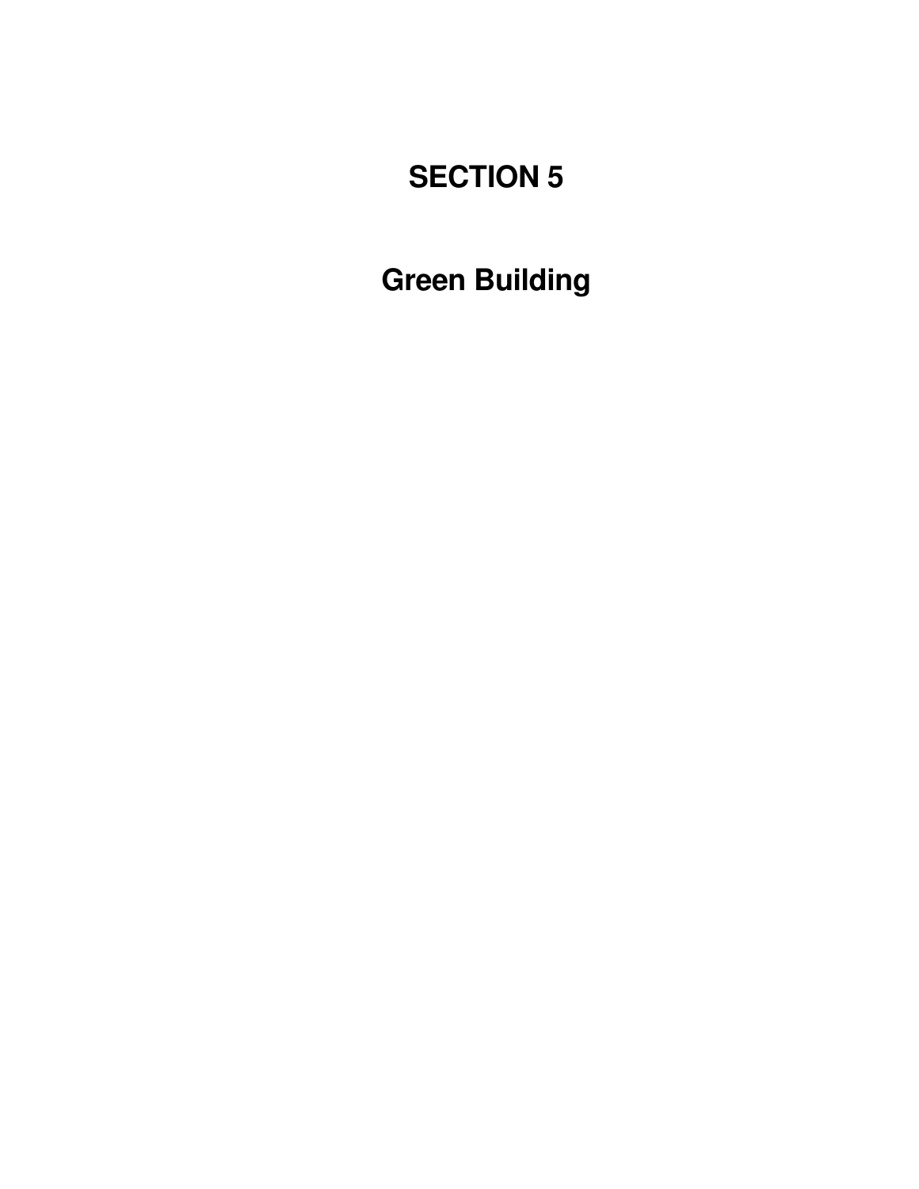# SECTION 5

# Green Building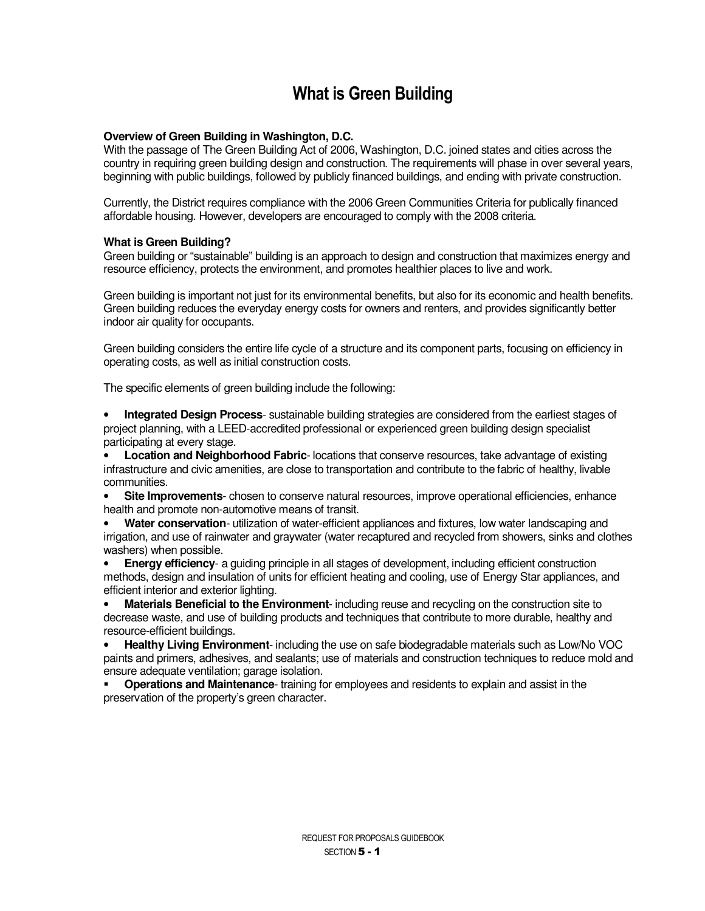# What is Green Building

**Overview of Green Building in Washington, D.C.**
With the passage of The Green Building Act of 2006, Washington, D.C. joined states and cities across the country in requiring green building design and construction. The requirements will phase in over several years, beginning with public buildings, followed by publicly financed buildings, and ending with private construction.

Currently, the District requires compliance with the 2006 Green Communities Criteria for publically financed affordable housing. However, developers are encouraged to comply with the 2008 criteria.

**What is Green Building?**
Green building or "sustainable" building is an approach to design and construction that maximizes energy and resource efficiency, protects the environment, and promotes healthier places to live and work.

Green building is important not just for its environmental benefits, but also for its economic and health benefits. Green building reduces the everyday energy costs for owners and renters, and provides significantly better indoor air quality for occupants.

Green building considers the entire life cycle of a structure and its component parts, focusing on efficiency in operating costs, as well as initial construction costs.

The specific elements of green building include the following:

- **Integrated Design Process**- sustainable building strategies are considered from the earliest stages of project planning, with a LEED-accredited professional or experienced green building design specialist participating at every stage.
- **Location and Neighborhood Fabric**- locations that conserve resources, take advantage of existing infrastructure and civic amenities, are close to transportation and contribute to the fabric of healthy, livable communities.
- **Site Improvements**- chosen to conserve natural resources, improve operational efficiencies, enhance health and promote non-automotive means of transit.
- **Water conservation**- utilization of water-efficient appliances and fixtures, low water landscaping and irrigation, and use of rainwater and graywater (water recaptured and recycled from showers, sinks and clothes washers) when possible.
- **Energy efficiency**- a guiding principle in all stages of development, including efficient construction methods, design and insulation of units for efficient heating and cooling, use of Energy Star appliances, and efficient interior and exterior lighting.
- **Materials Beneficial to the Environment**- including reuse and recycling on the construction site to decrease waste, and use of building products and techniques that contribute to more durable, healthy and resource-efficient buildings.
- **Healthy Living Environment**- including the use on safe biodegradable materials such as Low/No VOC paints and primers, adhesives, and sealants; use of materials and construction techniques to reduce mold and ensure adequate ventilation; garage isolation.
- **Operations and Maintenance**- training for employees and residents to explain and assist in the preservation of the property's green character.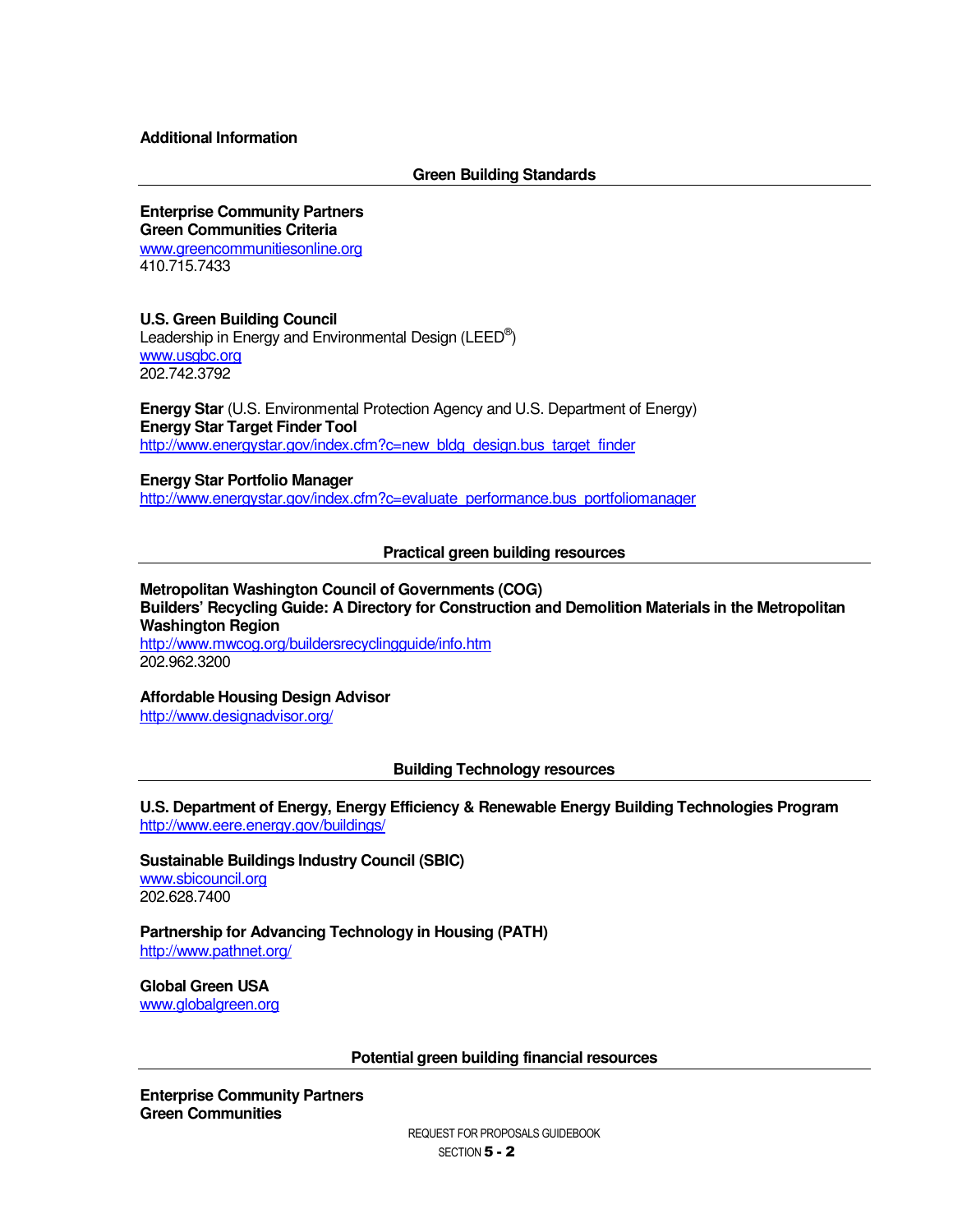**Additional Information**

## Green Building Standards

**Enterprise Community Partners**
**Green Communities Criteria**
www.greencommunitiesonline.org
410.715.7433

**U.S. Green Building Council**
Leadership in Energy and Environmental Design (LEED®)
www.usgbc.org
202.742.3792

**Energy Star** (U.S. Environmental Protection Agency and U.S. Department of Energy)
**Energy Star Target Finder Tool**
http://www.energystar.gov/index.cfm?c=new_bldg_design.bus_target_finder

**Energy Star Portfolio Manager**
http://www.energystar.gov/index.cfm?c=evaluate_performance.bus_portfoliomanager

## Practical green building resources

**Metropolitan Washington Council of Governments (COG)**
**Builders' Recycling Guide: A Directory for Construction and Demolition Materials in the Metropolitan Washington Region**
http://www.mwcog.org/buildersrecyclingguide/info.htm
202.962.3200

**Affordable Housing Design Advisor**
http://www.designadvisor.org/

## Building Technology resources

**U.S. Department of Energy, Energy Efficiency & Renewable Energy Building Technologies Program**
http://www.eere.energy.gov/buildings/

**Sustainable Buildings Industry Council (SBIC)**
www.sbicouncil.org
202.628.7400

**Partnership for Advancing Technology in Housing (PATH)**
http://www.pathnet.org/

**Global Green USA**
www.globalgreen.org

## Potential green building financial resources

**Enterprise Community Partners**
**Green Communities**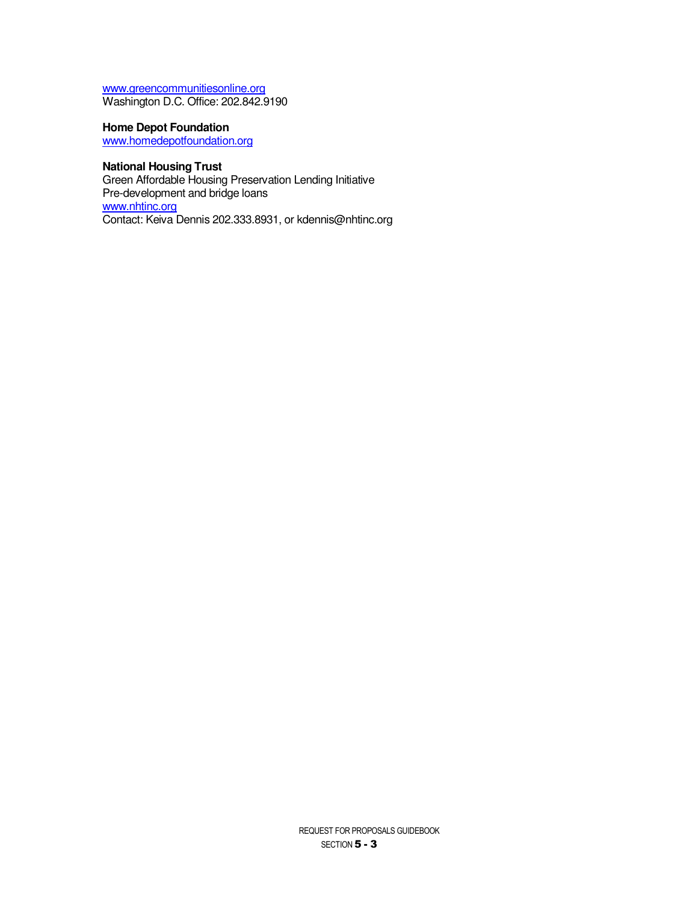www.greencommunitiesonline.org
Washington D.C. Office: 202.842.9190

**Home Depot Foundation**
www.homedepotfoundation.org

**National Housing Trust**
Green Affordable Housing Preservation Lending Initiative
Pre-development and bridge loans
www.nhtinc.org
Contact: Keiva Dennis 202.333.8931, or kdennis@nhtinc.org